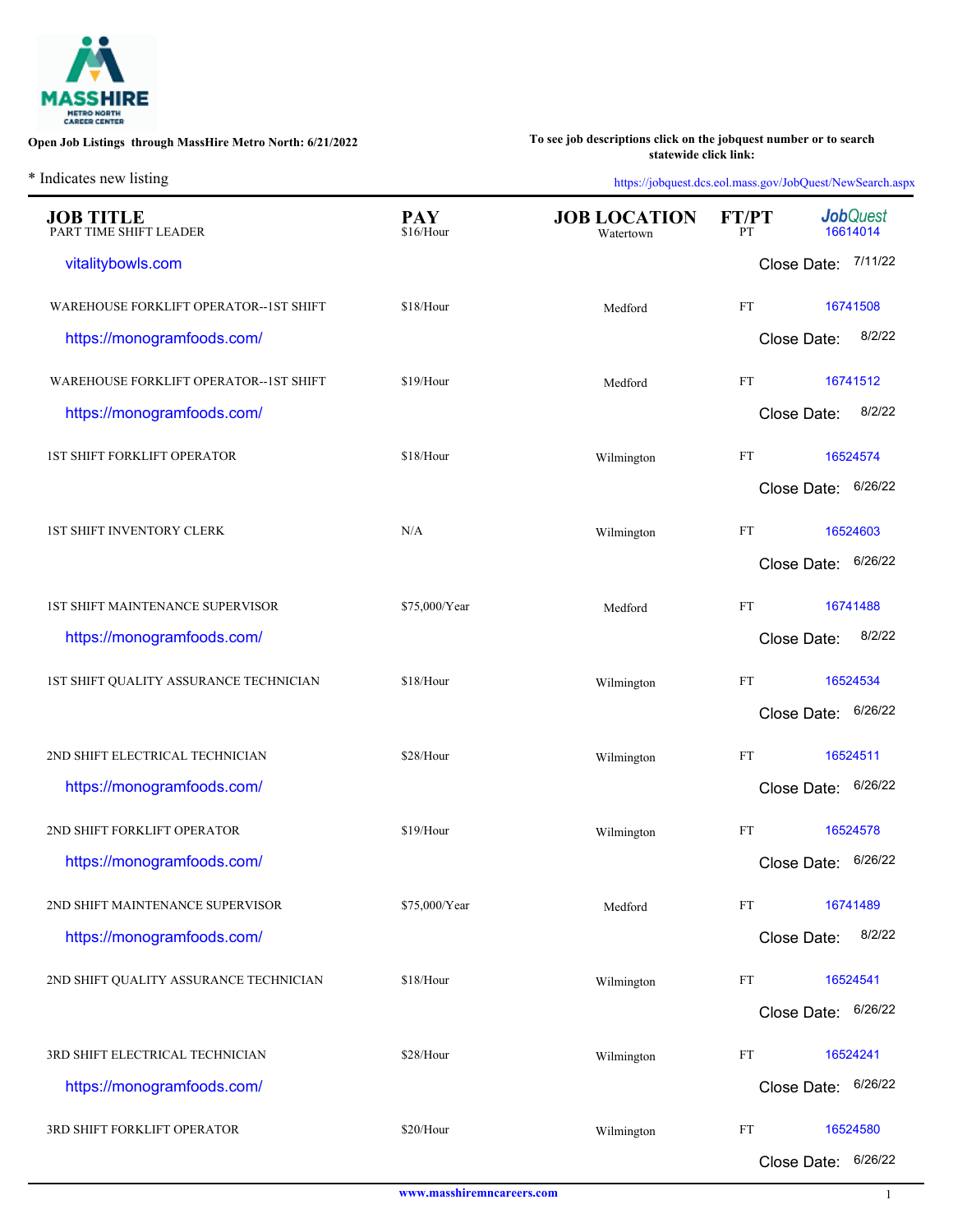**Open Job Listings through MassHire Metro North: 6/21/2022**

**To see job descriptions click on the jobquest number or to search statewide click link:**

* Indicates new listing

https://jobquest.dcs.eol.mass.gov/JobQuest/NewSearch.aspx

| JOB TITLE | PAY | JOB LOCATION | FT/PT | JobQuest |
|---|---|---|---|---|
| PART TIME SHIFT LEADER | $16/Hour | Watertown | PT | 16614014 |
| vitalitybowls.com | | | | Close Date: 7/11/22 |
| WAREHOUSE FORKLIFT OPERATOR--1ST SHIFT | $18/Hour | Medford | FT | 16741508 |
| https://monogramfoods.com/ | | | | Close Date: 8/2/22 |
| WAREHOUSE FORKLIFT OPERATOR--1ST SHIFT | $19/Hour | Medford | FT | 16741512 |
| https://monogramfoods.com/ | | | | Close Date: 8/2/22 |
| 1ST SHIFT FORKLIFT OPERATOR | $18/Hour | Wilmington | FT | 16524574 |
| | | | | Close Date: 6/26/22 |
| 1ST SHIFT INVENTORY CLERK | N/A | Wilmington | FT | 16524603 |
| | | | | Close Date: 6/26/22 |
| 1ST SHIFT MAINTENANCE SUPERVISOR | $75,000/Year | Medford | FT | 16741488 |
| https://monogramfoods.com/ | | | | Close Date: 8/2/22 |
| 1ST SHIFT QUALITY ASSURANCE TECHNICIAN | $18/Hour | Wilmington | FT | 16524534 |
| | | | | Close Date: 6/26/22 |
| 2ND SHIFT ELECTRICAL TECHNICIAN | $28/Hour | Wilmington | FT | 16524511 |
| https://monogramfoods.com/ | | | | Close Date: 6/26/22 |
| 2ND SHIFT FORKLIFT OPERATOR | $19/Hour | Wilmington | FT | 16524578 |
| https://monogramfoods.com/ | | | | Close Date: 6/26/22 |
| 2ND SHIFT MAINTENANCE SUPERVISOR | $75,000/Year | Medford | FT | 16741489 |
| https://monogramfoods.com/ | | | | Close Date: 8/2/22 |
| 2ND SHIFT QUALITY ASSURANCE TECHNICIAN | $18/Hour | Wilmington | FT | 16524541 |
| | | | | Close Date: 6/26/22 |
| 3RD SHIFT ELECTRICAL TECHNICIAN | $28/Hour | Wilmington | FT | 16524241 |
| https://monogramfoods.com/ | | | | Close Date: 6/26/22 |
| 3RD SHIFT FORKLIFT OPERATOR | $20/Hour | Wilmington | FT | 16524580 |
| | | | | Close Date: 6/26/22 |

www.masshiremncareers.com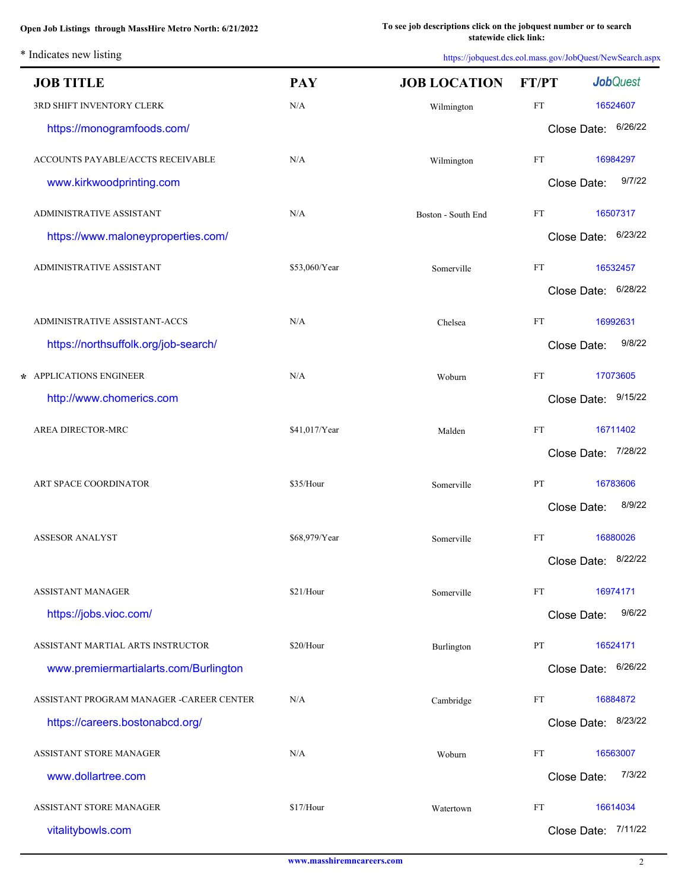**Open Job Listings through MassHire Metro North: 6/21/2022**

**To see job descriptions click on the jobquest number or to search statewide click link:**

* Indicates new listing

https://jobquest.dcs.eol.mass.gov/JobQuest/NewSearch.aspx

| JOB TITLE | PAY | JOB LOCATION | FT/PT | JobQuest |
|---|---|---|---|---|
| 3RD SHIFT INVENTORY CLERK | N/A | Wilmington | FT | 16524607 |
| https://monogramfoods.com/ | | | | Close Date: 6/26/22 |
| ACCOUNTS PAYABLE/ACCTS RECEIVABLE | N/A | Wilmington | FT | 16984297 |
| www.kirkwoodprinting.com | | | | Close Date: 9/7/22 |
| ADMINISTRATIVE ASSISTANT | N/A | Boston - South End | FT | 16507317 |
| https://www.maloneyproperties.com/ | | | | Close Date: 6/23/22 |
| ADMINISTRATIVE ASSISTANT | $53,060/Year | Somerville | FT | 16532457 |
| | | | | Close Date: 6/28/22 |
| ADMINISTRATIVE ASSISTANT-ACCS | N/A | Chelsea | FT | 16992631 |
| https://northsuffolk.org/job-search/ | | | | Close Date: 9/8/22 |
| * APPLICATIONS ENGINEER | N/A | Woburn | FT | 17073605 |
| http://www.chomerics.com | | | | Close Date: 9/15/22 |
| AREA DIRECTOR-MRC | $41,017/Year | Malden | FT | 16711402 |
| | | | | Close Date: 7/28/22 |
| ART SPACE COORDINATOR | $35/Hour | Somerville | PT | 16783606 |
| | | | | Close Date: 8/9/22 |
| ASSESOR ANALYST | $68,979/Year | Somerville | FT | 16880026 |
| | | | | Close Date: 8/22/22 |
| ASSISTANT MANAGER | $21/Hour | Somerville | FT | 16974171 |
| https://jobs.vioc.com/ | | | | Close Date: 9/6/22 |
| ASSISTANT MARTIAL ARTS INSTRUCTOR | $20/Hour | Burlington | PT | 16524171 |
| www.premiermartialarts.com/Burlington | | | | Close Date: 6/26/22 |
| ASSISTANT PROGRAM MANAGER -CAREER CENTER | N/A | Cambridge | FT | 16884872 |
| https://careers.bostonabcd.org/ | | | | Close Date: 8/23/22 |
| ASSISTANT STORE MANAGER | N/A | Woburn | FT | 16563007 |
| www.dollartree.com | | | | Close Date: 7/3/22 |
| ASSISTANT STORE MANAGER | $17/Hour | Watertown | FT | 16614034 |
| vitalitybowls.com | | | | Close Date: 7/11/22 |

www.masshiremncareers.com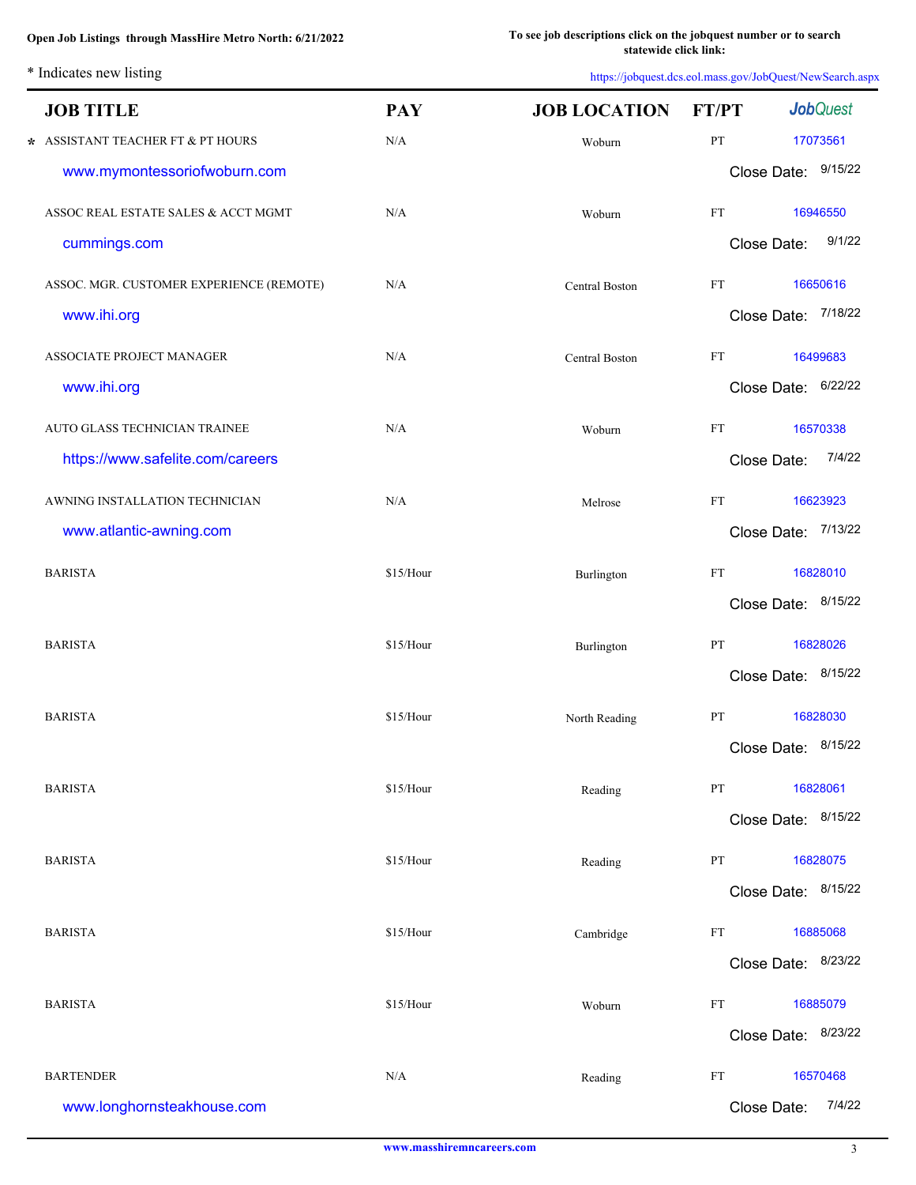**Open Job Listings through MassHire Metro North: 6/21/2022**

**To see job descriptions click on the jobquest number or to search statewide click link:**

* Indicates new listing

https://jobquest.dcs.eol.mass.gov/JobQuest/NewSearch.aspx

| | JOB TITLE | PAY | JOB LOCATION | FT/PT | JobQuest |
|---|---|---|---|---|---|
| * | ASSISTANT TEACHER FT & PT HOURS | N/A | Woburn | PT | 17073561 |
| | www.mymontessoriofwoburn.com | | | | Close Date: 9/15/22 |
| | ASSOC REAL ESTATE SALES & ACCT MGMT | N/A | Woburn | FT | 16946550 |
| | cummings.com | | | | Close Date: 9/1/22 |
| | ASSOC. MGR. CUSTOMER EXPERIENCE (REMOTE) | N/A | Central Boston | FT | 16650616 |
| | www.ihi.org | | | | Close Date: 7/18/22 |
| | ASSOCIATE PROJECT MANAGER | N/A | Central Boston | FT | 16499683 |
| | www.ihi.org | | | | Close Date: 6/22/22 |
| | AUTO GLASS TECHNICIAN TRAINEE | N/A | Woburn | FT | 16570338 |
| | https://www.safelite.com/careers | | | | Close Date: 7/4/22 |
| | AWNING INSTALLATION TECHNICIAN | N/A | Melrose | FT | 16623923 |
| | www.atlantic-awning.com | | | | Close Date: 7/13/22 |
| | BARISTA | $15/Hour | Burlington | FT | 16828010 |
| | | | | | Close Date: 8/15/22 |
| | BARISTA | $15/Hour | Burlington | PT | 16828026 |
| | | | | | Close Date: 8/15/22 |
| | BARISTA | $15/Hour | North Reading | PT | 16828030 |
| | | | | | Close Date: 8/15/22 |
| | BARISTA | $15/Hour | Reading | PT | 16828061 |
| | | | | | Close Date: 8/15/22 |
| | BARISTA | $15/Hour | Reading | PT | 16828075 |
| | | | | | Close Date: 8/15/22 |
| | BARISTA | $15/Hour | Cambridge | FT | 16885068 |
| | | | | | Close Date: 8/23/22 |
| | BARISTA | $15/Hour | Woburn | FT | 16885079 |
| | | | | | Close Date: 8/23/22 |
| | BARTENDER | N/A | Reading | FT | 16570468 |
| | www.longhornsteakhouse.com | | | | Close Date: 7/4/22 |

www.masshiremncareers.com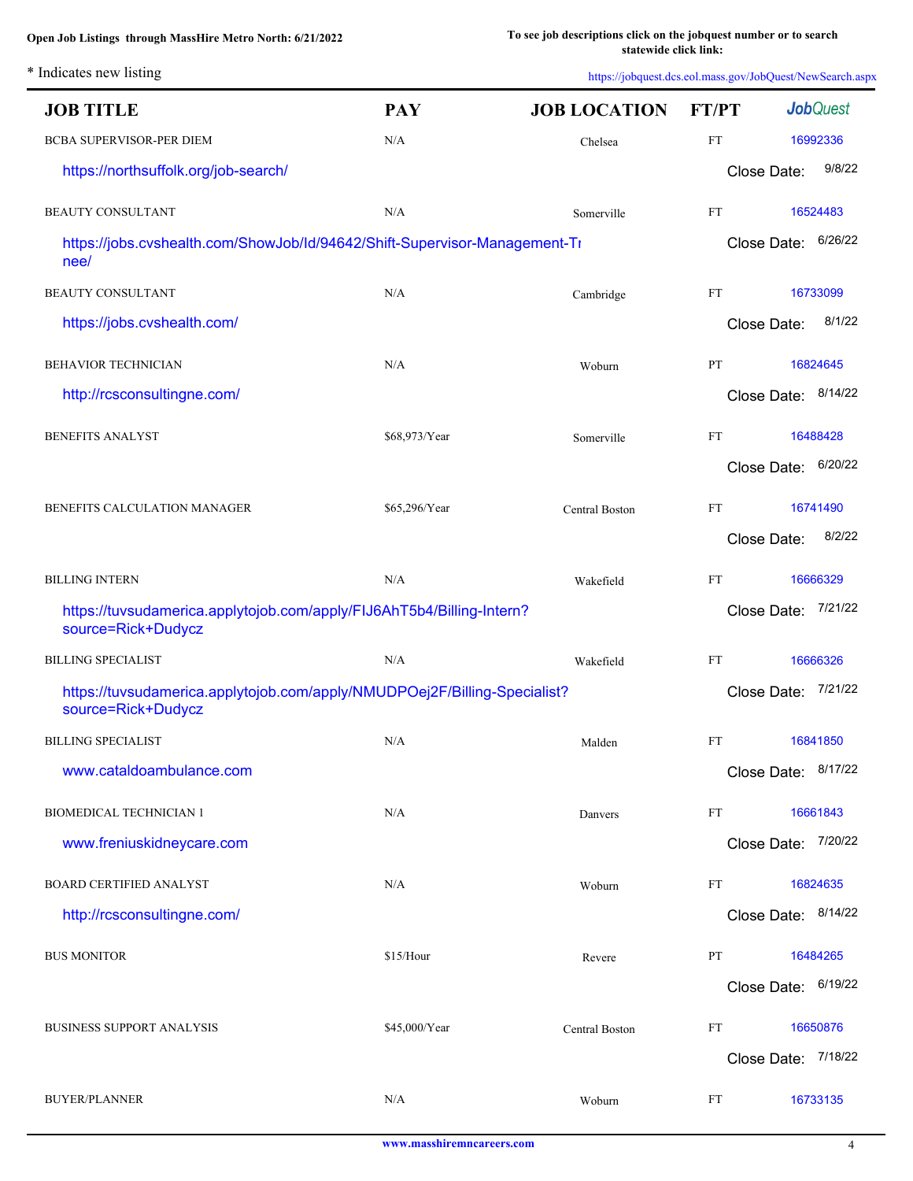Open Job Listings through MassHire Metro North: 6/21/2022

To see job descriptions click on the jobquest number or to search statewide click link: https://jobquest.dcs.eol.mass.gov/JobQuest/NewSearch.aspx

* Indicates new listing

| JOB TITLE | PAY | JOB LOCATION | FT/PT | JobQuest |
|---|---|---|---|---|
| BCBA SUPERVISOR-PER DIEM | N/A | Chelsea | FT | 16992336 |
| https://northsuffolk.org/job-search/ | | | | Close Date: 9/8/22 |
| BEAUTY CONSULTANT | N/A | Somerville | FT | 16524483 |
| https://jobs.cvshealth.com/ShowJob/Id/94642/Shift-Supervisor-Management-Trnee/ | | | | Close Date: 6/26/22 |
| BEAUTY CONSULTANT | N/A | Cambridge | FT | 16733099 |
| https://jobs.cvshealth.com/ | | | | Close Date: 8/1/22 |
| BEHAVIOR TECHNICIAN | N/A | Woburn | PT | 16824645 |
| http://rcsconsultingne.com/ | | | | Close Date: 8/14/22 |
| BENEFITS ANALYST | $68,973/Year | Somerville | FT | 16488428 |
| | | | | Close Date: 6/20/22 |
| BENEFITS CALCULATION MANAGER | $65,296/Year | Central Boston | FT | 16741490 |
| | | | | Close Date: 8/2/22 |
| BILLING INTERN | N/A | Wakefield | FT | 16666329 |
| https://tuvsudamerica.applytojob.com/apply/FIJ6AhT5b4/Billing-Intern?source=Rick+Dudycz | | | | Close Date: 7/21/22 |
| BILLING SPECIALIST | N/A | Wakefield | FT | 16666326 |
| https://tuvsudamerica.applytojob.com/apply/NMUDPOej2F/Billing-Specialist?source=Rick+Dudycz | | | | Close Date: 7/21/22 |
| BILLING SPECIALIST | N/A | Malden | FT | 16841850 |
| www.cataldoambulance.com | | | | Close Date: 8/17/22 |
| BIOMEDICAL TECHNICIAN 1 | N/A | Danvers | FT | 16661843 |
| www.freniuskidneycare.com | | | | Close Date: 7/20/22 |
| BOARD CERTIFIED ANALYST | N/A | Woburn | FT | 16824635 |
| http://rcsconsultingne.com/ | | | | Close Date: 8/14/22 |
| BUS MONITOR | $15/Hour | Revere | PT | 16484265 |
| | | | | Close Date: 6/19/22 |
| BUSINESS SUPPORT ANALYSIS | $45,000/Year | Central Boston | FT | 16650876 |
| | | | | Close Date: 7/18/22 |
| BUYER/PLANNER | N/A | Woburn | FT | 16733135 |

www.masshiremncareers.com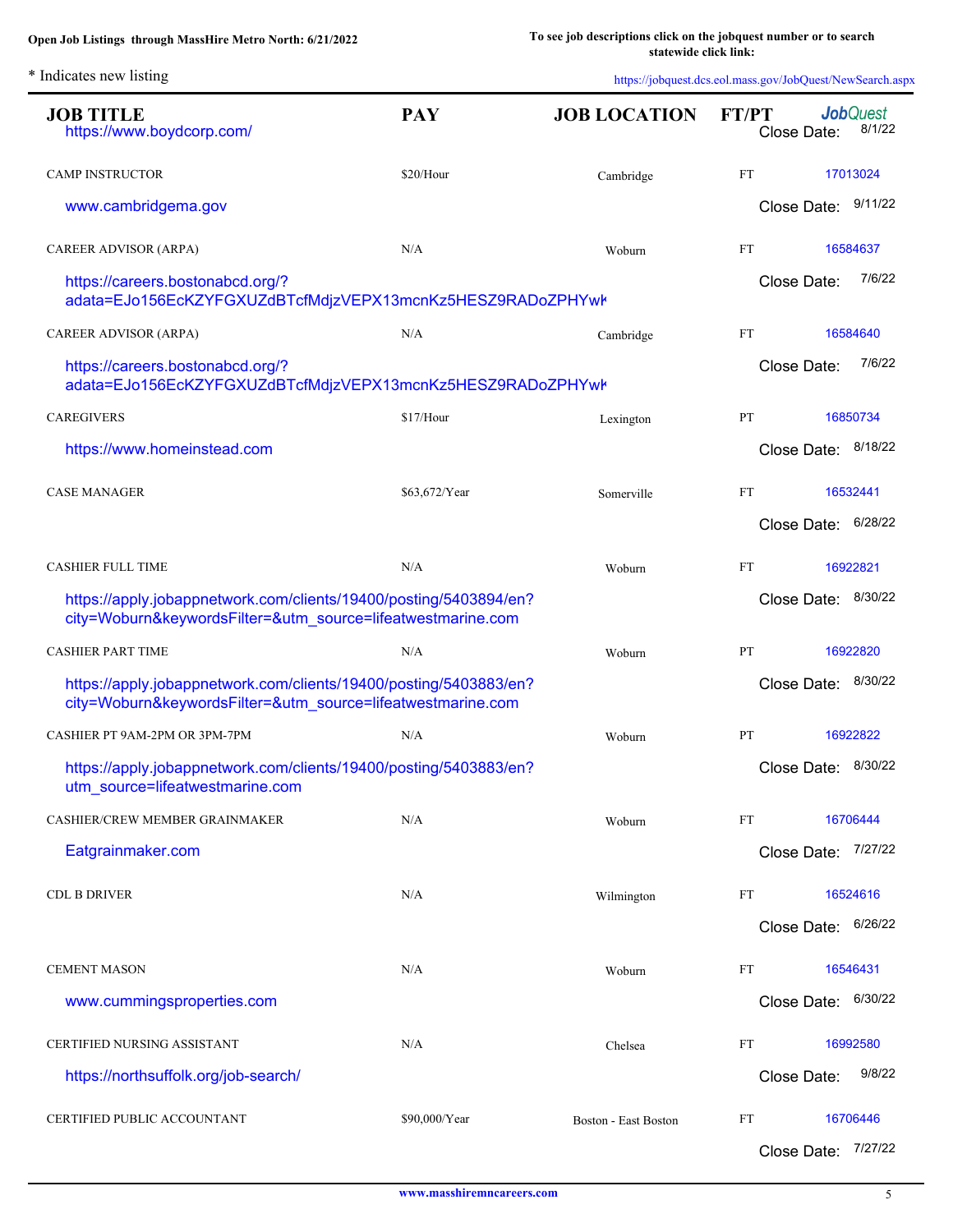Open Job Listings through MassHire Metro North: 6/21/2022

To see job descriptions click on the jobquest number or to search statewide click link: https://jobquest.dcs.eol.mass.gov/JobQuest/NewSearch.aspx

\* Indicates new listing

| JOB TITLE | PAY | JOB LOCATION | FT/PT | JobQuest |
|---|---|---|---|---|
| https://www.boydcorp.com/ | | | | Close Date: 8/1/22 |
| CAMP INSTRUCTOR | $20/Hour | Cambridge | FT | 17013024 |
| www.cambridgema.gov | | | | Close Date: 9/11/22 |
| CAREER ADVISOR (ARPA) | N/A | Woburn | FT | 16584637 |
| https://careers.bostonabcd.org/?adata=EJo156EcKZYFGXUZdBTcfMdjzVEPX13mcnKz5HESZ9RADoZPHYwk | | | | Close Date: 7/6/22 |
| CAREER ADVISOR (ARPA) | N/A | Cambridge | FT | 16584640 |
| https://careers.bostonabcd.org/?adata=EJo156EcKZYFGXUZdBTcfMdjzVEPX13mcnKz5HESZ9RADoZPHYwk | | | | Close Date: 7/6/22 |
| CAREGIVERS | $17/Hour | Lexington | PT | 16850734 |
| https://www.homeinstead.com | | | | Close Date: 8/18/22 |
| CASE MANAGER | $63,672/Year | Somerville | FT | 16532441 |
| | | | | Close Date: 6/28/22 |
| CASHIER FULL TIME | N/A | Woburn | FT | 16922821 |
| https://apply.jobappnetwork.com/clients/19400/posting/5403894/en?city=Woburn&keywordsFilter=&utm_source=lifeatwestmarine.com | | | | Close Date: 8/30/22 |
| CASHIER PART TIME | N/A | Woburn | PT | 16922820 |
| https://apply.jobappnetwork.com/clients/19400/posting/5403883/en?city=Woburn&keywordsFilter=&utm_source=lifeatwestmarine.com | | | | Close Date: 8/30/22 |
| CASHIER PT 9AM-2PM OR 3PM-7PM | N/A | Woburn | PT | 16922822 |
| https://apply.jobappnetwork.com/clients/19400/posting/5403883/en?utm_source=lifeatwestmarine.com | | | | Close Date: 8/30/22 |
| CASHIER/CREW MEMBER GRAINMAKER | N/A | Woburn | FT | 16706444 |
| Eatgrainmaker.com | | | | Close Date: 7/27/22 |
| CDL B DRIVER | N/A | Wilmington | FT | 16524616 |
| | | | | Close Date: 6/26/22 |
| CEMENT MASON | N/A | Woburn | FT | 16546431 |
| www.cummingsproperties.com | | | | Close Date: 6/30/22 |
| CERTIFIED NURSING ASSISTANT | N/A | Chelsea | FT | 16992580 |
| https://northsuffolk.org/job-search/ | | | | Close Date: 9/8/22 |
| CERTIFIED PUBLIC ACCOUNTANT | $90,000/Year | Boston - East Boston | FT | 16706446 |
| | | | | Close Date: 7/27/22 |

www.masshiremncareers.com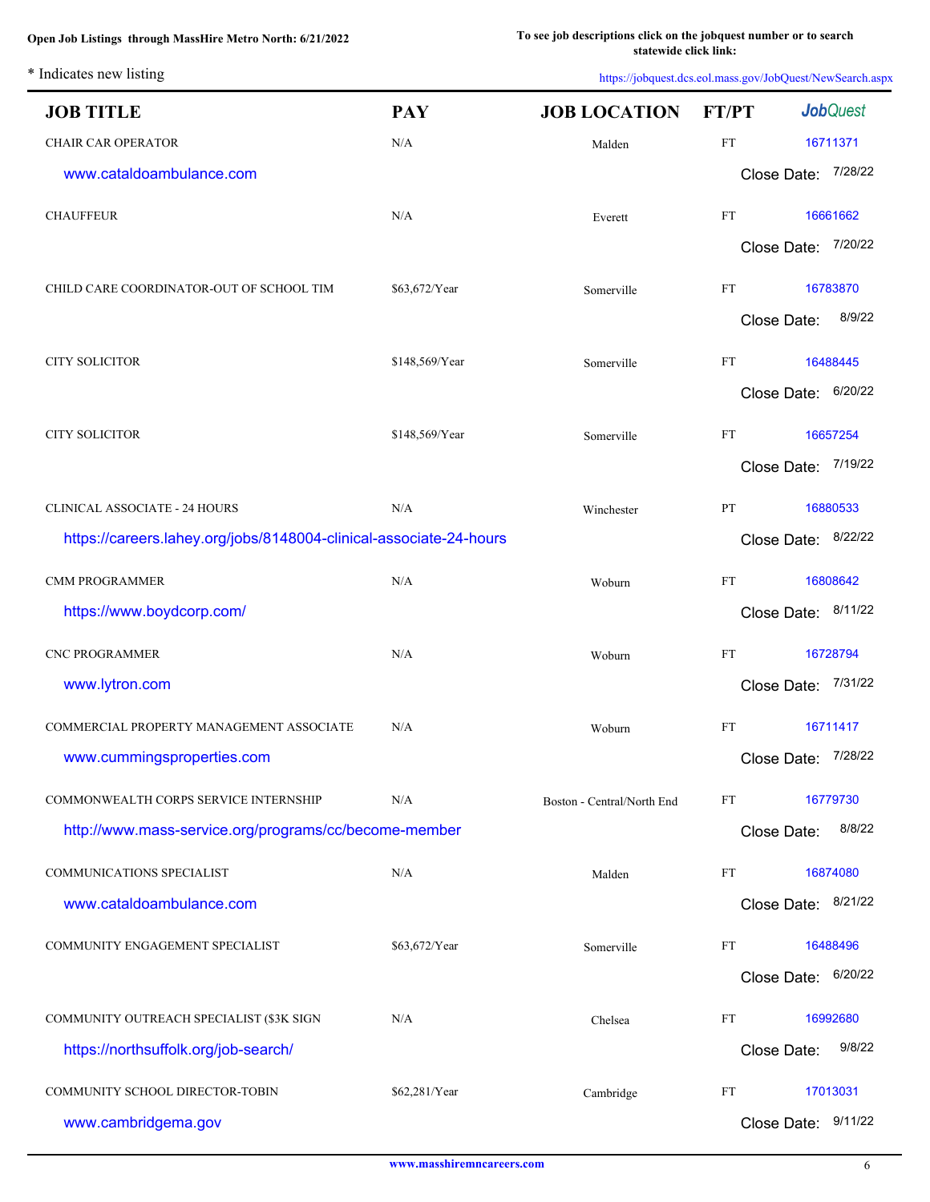Open Job Listings through MassHire Metro North: 6/21/2022

To see job descriptions click on the jobquest number or to search statewide click link: https://jobquest.dcs.eol.mass.gov/JobQuest/NewSearch.aspx

* Indicates new listing

| JOB TITLE | PAY | JOB LOCATION | FT/PT | JobQuest |
|---|---|---|---|---|
| CHAIR CAR OPERATOR | N/A | Malden | FT | 16711371 |
| www.cataldoambulance.com | | | | Close Date: 7/28/22 |
| CHAUFFEUR | N/A | Everett | FT | 16661662 |
| | | | | Close Date: 7/20/22 |
| CHILD CARE COORDINATOR-OUT OF SCHOOL TIM | $63,672/Year | Somerville | FT | 16783870 |
| | | | | Close Date: 8/9/22 |
| CITY SOLICITOR | $148,569/Year | Somerville | FT | 16488445 |
| | | | | Close Date: 6/20/22 |
| CITY SOLICITOR | $148,569/Year | Somerville | FT | 16657254 |
| | | | | Close Date: 7/19/22 |
| CLINICAL ASSOCIATE - 24 HOURS | N/A | Winchester | PT | 16880533 |
| https://careers.lahey.org/jobs/8148004-clinical-associate-24-hours | | | | Close Date: 8/22/22 |
| CMM PROGRAMMER | N/A | Woburn | FT | 16808642 |
| https://www.boydcorp.com/ | | | | Close Date: 8/11/22 |
| CNC PROGRAMMER | N/A | Woburn | FT | 16728794 |
| www.lytron.com | | | | Close Date: 7/31/22 |
| COMMERCIAL PROPERTY MANAGEMENT ASSOCIATE | N/A | Woburn | FT | 16711417 |
| www.cummingsproperties.com | | | | Close Date: 7/28/22 |
| COMMONWEALTH CORPS SERVICE INTERNSHIP | N/A | Boston - Central/North End | FT | 16779730 |
| http://www.mass-service.org/programs/cc/become-member | | | | Close Date: 8/8/22 |
| COMMUNICATIONS SPECIALIST | N/A | Malden | FT | 16874080 |
| www.cataldoambulance.com | | | | Close Date: 8/21/22 |
| COMMUNITY ENGAGEMENT SPECIALIST | $63,672/Year | Somerville | FT | 16488496 |
| | | | | Close Date: 6/20/22 |
| COMMUNITY OUTREACH SPECIALIST ($3K SIGN | N/A | Chelsea | FT | 16992680 |
| https://northsuffolk.org/job-search/ | | | | Close Date: 9/8/22 |
| COMMUNITY SCHOOL DIRECTOR-TOBIN | $62,281/Year | Cambridge | FT | 17013031 |
| www.cambridgema.gov | | | | Close Date: 9/11/22 |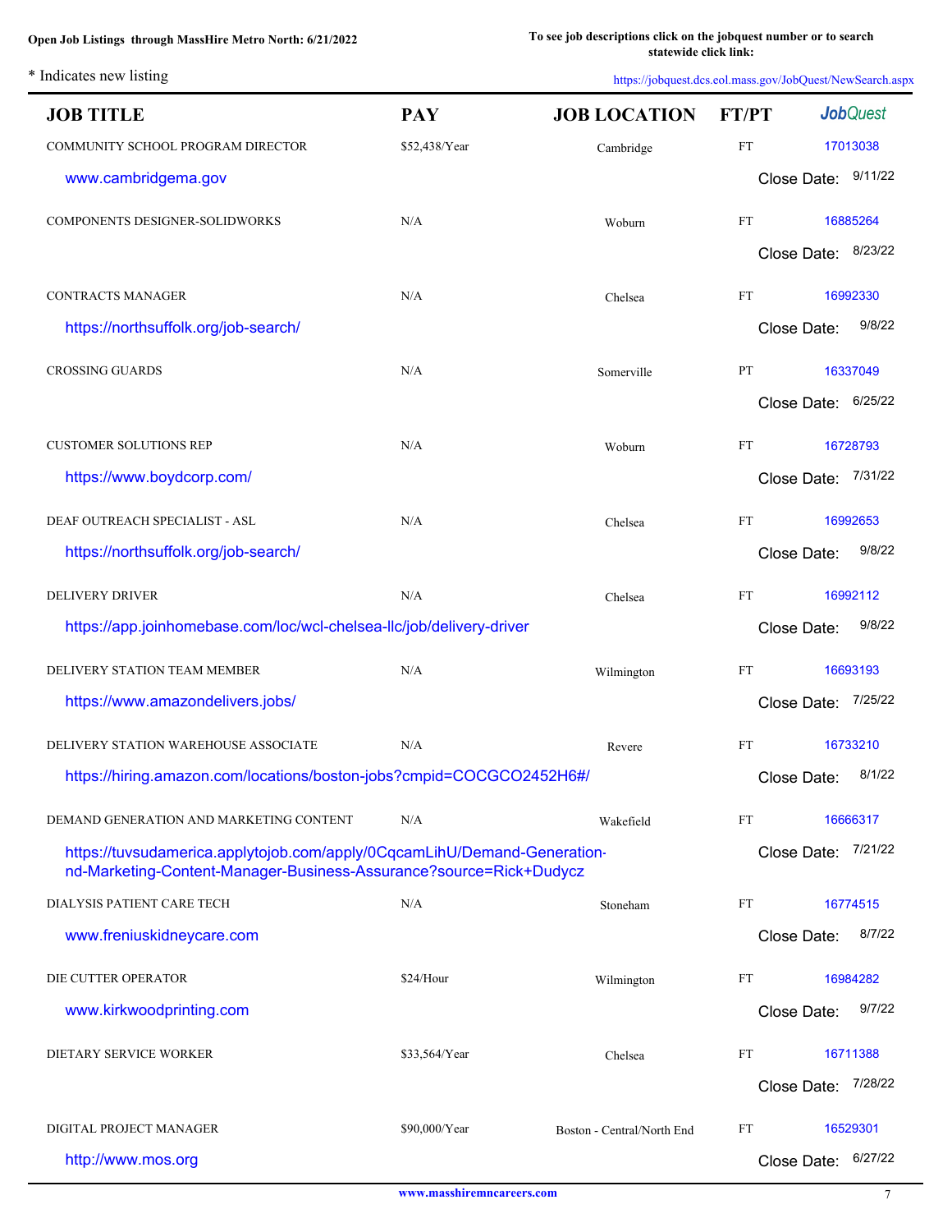**Open Job Listings through MassHire Metro North: 6/21/2022**

**To see job descriptions click on the jobquest number or to search statewide click link:**

* Indicates new listing

https://jobquest.dcs.eol.mass.gov/JobQuest/NewSearch.aspx

| JOB TITLE | PAY | JOB LOCATION | FT/PT | JobQuest |
|---|---|---|---|---|
| COMMUNITY SCHOOL PROGRAM DIRECTOR | $52,438/Year | Cambridge | FT | 17013038 |
| www.cambridgema.gov | | | | Close Date: 9/11/22 |
| COMPONENTS DESIGNER-SOLIDWORKS | N/A | Woburn | FT | 16885264 |
| | | | | Close Date: 8/23/22 |
| CONTRACTS MANAGER | N/A | Chelsea | FT | 16992330 |
| https://northsuffolk.org/job-search/ | | | | Close Date: 9/8/22 |
| CROSSING GUARDS | N/A | Somerville | PT | 16337049 |
| | | | | Close Date: 6/25/22 |
| CUSTOMER SOLUTIONS REP | N/A | Woburn | FT | 16728793 |
| https://www.boydcorp.com/ | | | | Close Date: 7/31/22 |
| DEAF OUTREACH SPECIALIST - ASL | N/A | Chelsea | FT | 16992653 |
| https://northsuffolk.org/job-search/ | | | | Close Date: 9/8/22 |
| DELIVERY DRIVER | N/A | Chelsea | FT | 16992112 |
| https://app.joinhomebase.com/loc/wcl-chelsea-llc/job/delivery-driver | | | | Close Date: 9/8/22 |
| DELIVERY STATION TEAM MEMBER | N/A | Wilmington | FT | 16693193 |
| https://www.amazondelivers.jobs/ | | | | Close Date: 7/25/22 |
| DELIVERY STATION WAREHOUSE ASSOCIATE | N/A | Revere | FT | 16733210 |
| https://hiring.amazon.com/locations/boston-jobs?cmpid=COCGCO2452H6#/ | | | | Close Date: 8/1/22 |
| DEMAND GENERATION AND MARKETING CONTENT | N/A | Wakefield | FT | 16666317 |
| https://tuvsudamerica.applytojob.com/apply/0CqcamLihU/Demand-Generation-nd-Marketing-Content-Manager-Business-Assurance?source=Rick+Dudycz | | | | Close Date: 7/21/22 |
| DIALYSIS PATIENT CARE TECH | N/A | Stoneham | FT | 16774515 |
| www.freniuskidneycare.com | | | | Close Date: 8/7/22 |
| DIE CUTTER OPERATOR | $24/Hour | Wilmington | FT | 16984282 |
| www.kirkwoodprinting.com | | | | Close Date: 9/7/22 |
| DIETARY SERVICE WORKER | $33,564/Year | Chelsea | FT | 16711388 |
| | | | | Close Date: 7/28/22 |
| DIGITAL PROJECT MANAGER | $90,000/Year | Boston - Central/North End | FT | 16529301 |
| http://www.mos.org | | | | Close Date: 6/27/22 |

www.masshiremncareers.com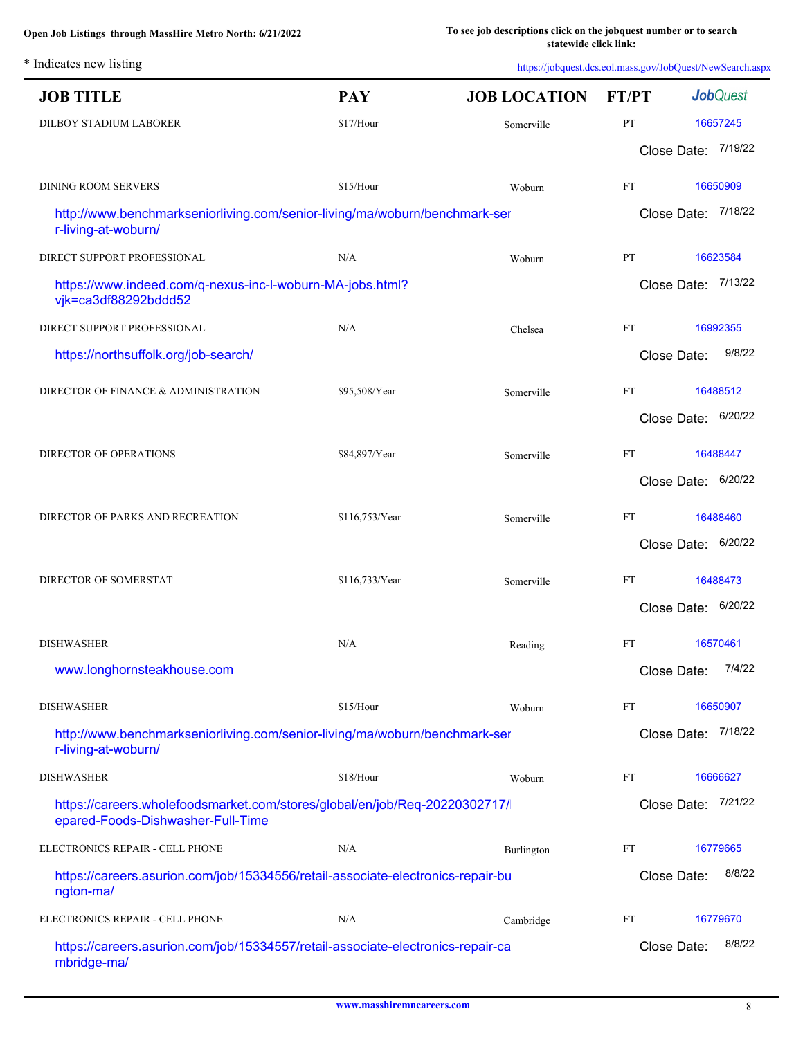**Open Job Listings through MassHire Metro North: 6/21/2022**

**To see job descriptions click on the jobquest number or to search statewide click link:**

\* Indicates new listing

https://jobquest.dcs.eol.mass.gov/JobQuest/NewSearch.aspx

| JOB TITLE | PAY | JOB LOCATION | FT/PT | JobQuest |
|---|---|---|---|---|
| DILBOY STADIUM LABORER | $17/Hour | Somerville | PT | 16657245 |
| | | | | Close Date: 7/19/22 |
| DINING ROOM SERVERS | $15/Hour | Woburn | FT | 16650909 |
| http://www.benchmarkseniorliving.com/senior-living/ma/woburn/benchmark-ser r-living-at-woburn/ | | | | Close Date: 7/18/22 |
| DIRECT SUPPORT PROFESSIONAL | N/A | Woburn | PT | 16623584 |
| https://www.indeed.com/q-nexus-inc-l-woburn-MA-jobs.html?vjk=ca3df88292bddd52 | | | | Close Date: 7/13/22 |
| DIRECT SUPPORT PROFESSIONAL | N/A | Chelsea | FT | 16992355 |
| https://northsuffolk.org/job-search/ | | | | Close Date: 9/8/22 |
| DIRECTOR OF FINANCE & ADMINISTRATION | $95,508/Year | Somerville | FT | 16488512 |
| | | | | Close Date: 6/20/22 |
| DIRECTOR OF OPERATIONS | $84,897/Year | Somerville | FT | 16488447 |
| | | | | Close Date: 6/20/22 |
| DIRECTOR OF PARKS AND RECREATION | $116,753/Year | Somerville | FT | 16488460 |
| | | | | Close Date: 6/20/22 |
| DIRECTOR OF SOMERSTAT | $116,733/Year | Somerville | FT | 16488473 |
| | | | | Close Date: 6/20/22 |
| DISHWASHER | N/A | Reading | FT | 16570461 |
| www.longhornsteakhouse.com | | | | Close Date: 7/4/22 |
| DISHWASHER | $15/Hour | Woburn | FT | 16650907 |
| http://www.benchmarkseniorliving.com/senior-living/ma/woburn/benchmark-ser r-living-at-woburn/ | | | | Close Date: 7/18/22 |
| DISHWASHER | $18/Hour | Woburn | FT | 16666627 |
| https://careers.wholefoodsmarket.com/stores/global/en/job/Req-20220302717/ epared-Foods-Dishwasher-Full-Time | | | | Close Date: 7/21/22 |
| ELECTRONICS REPAIR - CELL PHONE | N/A | Burlington | FT | 16779665 |
| https://careers.asurion.com/job/15334556/retail-associate-electronics-repair-bu ngton-ma/ | | | | Close Date: 8/8/22 |
| ELECTRONICS REPAIR - CELL PHONE | N/A | Cambridge | FT | 16779670 |
| https://careers.asurion.com/job/15334557/retail-associate-electronics-repair-ca mbridge-ma/ | | | | Close Date: 8/8/22 |

www.masshiremncareers.com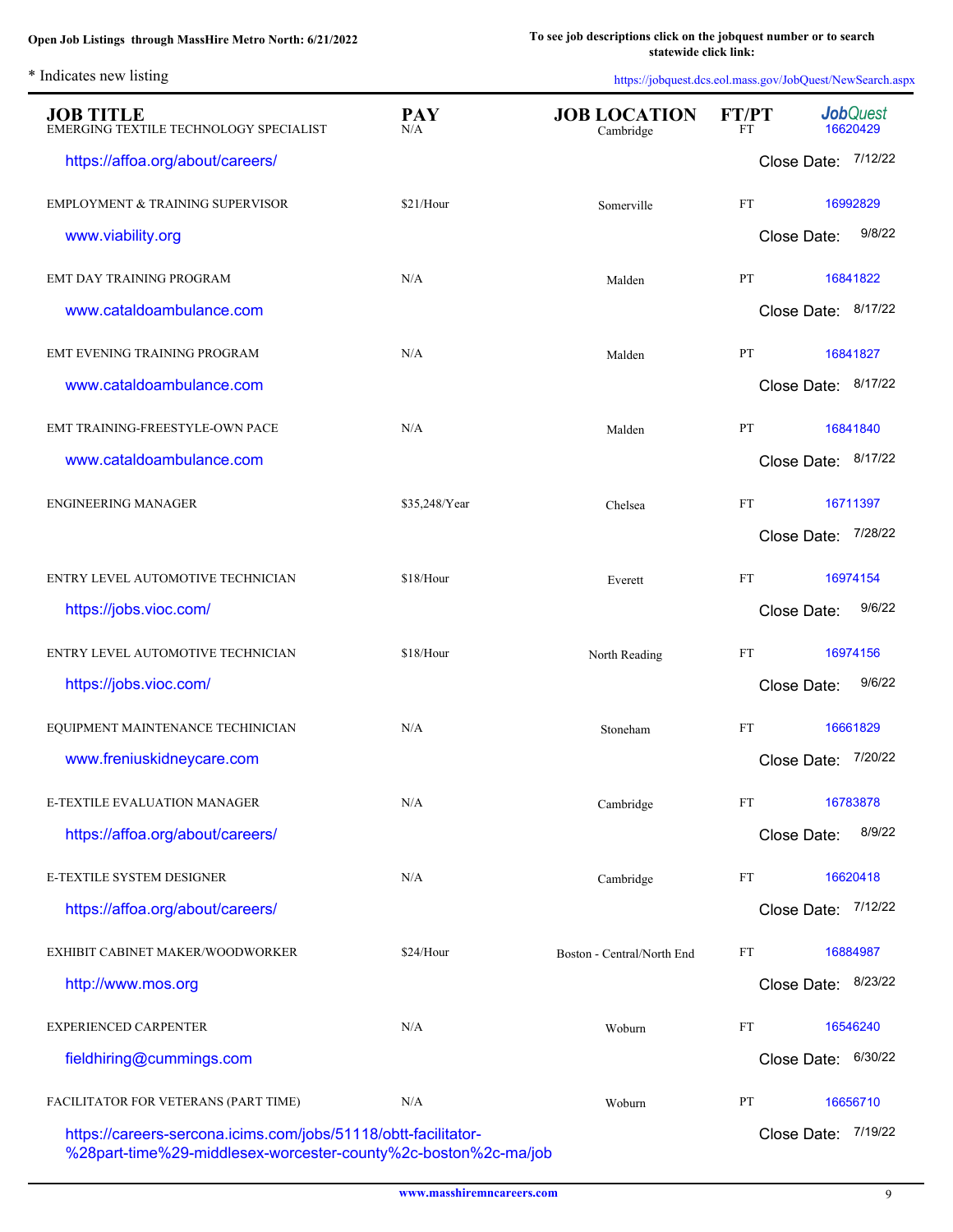Open Job Listings through MassHire Metro North: 6/21/2022

To see job descriptions click on the jobquest number or to search statewide click link: https://jobquest.dcs.eol.mass.gov/JobQuest/NewSearch.aspx

\* Indicates new listing

| JOB TITLE | PAY | JOB LOCATION | FT/PT | JobQuest |
|---|---|---|---|---|
| EMERGING TEXTILE TECHNOLOGY SPECIALIST<br>https://affoa.org/about/careers/ | N/A | Cambridge | FT | 16620429<br>Close Date: 7/12/22 |
| EMPLOYMENT & TRAINING SUPERVISOR<br>www.viability.org | $21/Hour | Somerville | FT | 16992829<br>Close Date: 9/8/22 |
| EMT DAY TRAINING PROGRAM<br>www.cataldoambulance.com | N/A | Malden | PT | 16841822<br>Close Date: 8/17/22 |
| EMT EVENING TRAINING PROGRAM<br>www.cataldoambulance.com | N/A | Malden | PT | 16841827<br>Close Date: 8/17/22 |
| EMT TRAINING-FREESTYLE-OWN PACE<br>www.cataldoambulance.com | N/A | Malden | PT | 16841840<br>Close Date: 8/17/22 |
| ENGINEERING MANAGER | $35,248/Year | Chelsea | FT | 16711397<br>Close Date: 7/28/22 |
| ENTRY LEVEL AUTOMOTIVE TECHNICIAN<br>https://jobs.vioc.com/ | $18/Hour | Everett | FT | 16974154<br>Close Date: 9/6/22 |
| ENTRY LEVEL AUTOMOTIVE TECHNICIAN<br>https://jobs.vioc.com/ | $18/Hour | North Reading | FT | 16974156<br>Close Date: 9/6/22 |
| EQUIPMENT MAINTENANCE TECHINICIAN<br>www.freniuskidneycare.com | N/A | Stoneham | FT | 16661829<br>Close Date: 7/20/22 |
| E-TEXTILE EVALUATION MANAGER<br>https://affoa.org/about/careers/ | N/A | Cambridge | FT | 16783878<br>Close Date: 8/9/22 |
| E-TEXTILE SYSTEM DESIGNER<br>https://affoa.org/about/careers/ | N/A | Cambridge | FT | 16620418<br>Close Date: 7/12/22 |
| EXHIBIT CABINET MAKER/WOODWORKER<br>http://www.mos.org | $24/Hour | Boston - Central/North End | FT | 16884987<br>Close Date: 8/23/22 |
| EXPERIENCED CARPENTER<br>fieldhiring@cummings.com | N/A | Woburn | FT | 16546240<br>Close Date: 6/30/22 |
| FACILITATOR FOR VETERANS (PART TIME)<br>https://careers-sercona.icims.com/jobs/51118/obtt-facilitator-%28part-time%29-middlesex-worcester-county%2c-boston%2c-ma/job | N/A | Woburn | PT | 16656710<br>Close Date: 7/19/22 |

www.masshiremncareers.com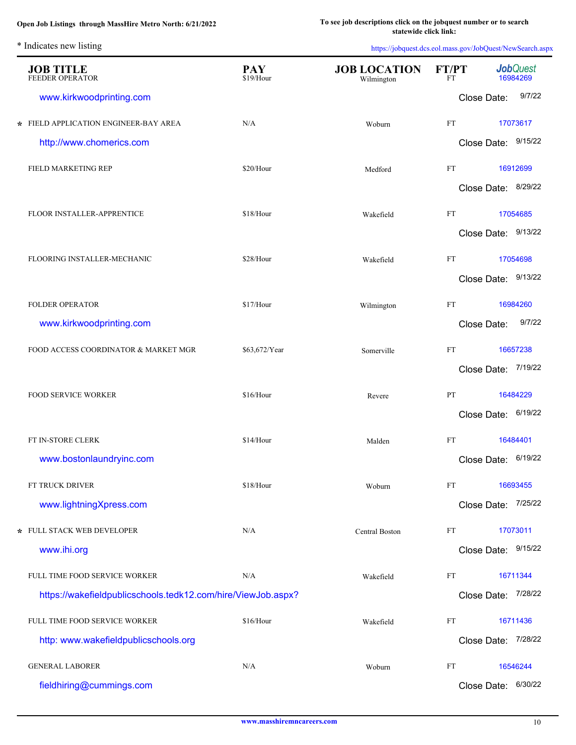**Open Job Listings through MassHire Metro North: 6/21/2022**

**To see job descriptions click on the jobquest number or to search statewide click link:**

\* Indicates new listing

https://jobquest.dcs.eol.mass.gov/JobQuest/NewSearch.aspx

| | JOB TITLE | PAY | JOB LOCATION | FT/PT | JobQuest |
|---|---|---|---|---|---|
| | FEEDER OPERATOR | $19/Hour | Wilmington | FT | 16984269 |
| | www.kirkwoodprinting.com | | | | Close Date: 9/7/22 |
| * | FIELD APPLICATION ENGINEER-BAY AREA | N/A | Woburn | FT | 17073617 |
| | http://www.chomerics.com | | | | Close Date: 9/15/22 |
| | FIELD MARKETING REP | $20/Hour | Medford | FT | 16912699 |
| | | | | | Close Date: 8/29/22 |
| | FLOOR INSTALLER-APPRENTICE | $18/Hour | Wakefield | FT | 17054685 |
| | | | | | Close Date: 9/13/22 |
| | FLOORING INSTALLER-MECHANIC | $28/Hour | Wakefield | FT | 17054698 |
| | | | | | Close Date: 9/13/22 |
| | FOLDER OPERATOR | $17/Hour | Wilmington | FT | 16984260 |
| | www.kirkwoodprinting.com | | | | Close Date: 9/7/22 |
| | FOOD ACCESS COORDINATOR & MARKET MGR | $63,672/Year | Somerville | FT | 16657238 |
| | | | | | Close Date: 7/19/22 |
| | FOOD SERVICE WORKER | $16/Hour | Revere | PT | 16484229 |
| | | | | | Close Date: 6/19/22 |
| | FT IN-STORE CLERK | $14/Hour | Malden | FT | 16484401 |
| | www.bostonlaundryinc.com | | | | Close Date: 6/19/22 |
| | FT TRUCK DRIVER | $18/Hour | Woburn | FT | 16693455 |
| | www.lightningXpress.com | | | | Close Date: 7/25/22 |
| * | FULL STACK WEB DEVELOPER | N/A | Central Boston | FT | 17073011 |
| | www.ihi.org | | | | Close Date: 9/15/22 |
| | FULL TIME FOOD SERVICE WORKER | N/A | Wakefield | FT | 16711344 |
| | https://wakefieldpublicschools.tedk12.com/hire/ViewJob.aspx? | | | | Close Date: 7/28/22 |
| | FULL TIME FOOD SERVICE WORKER | $16/Hour | Wakefield | FT | 16711436 |
| | http: www.wakefieldpublicschools.org | | | | Close Date: 7/28/22 |
| | GENERAL LABORER | N/A | Woburn | FT | 16546244 |
| | fieldhiring@cummings.com | | | | Close Date: 6/30/22 |

www.masshiremncareers.com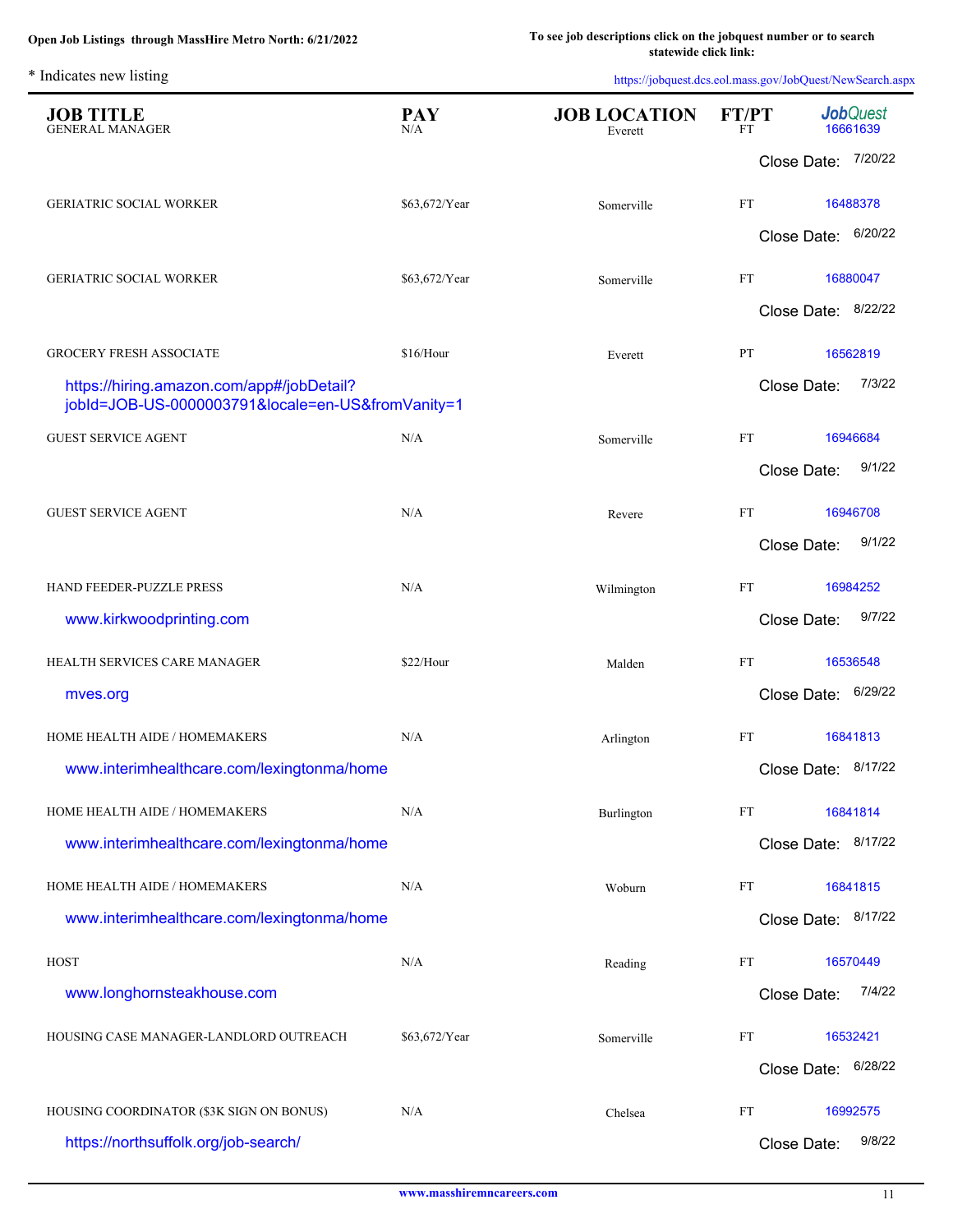Open Job Listings through MassHire Metro North: 6/21/2022

To see job descriptions click on the jobquest number or to search statewide click link: https://jobquest.dcs.eol.mass.gov/JobQuest/NewSearch.aspx

\* Indicates new listing

| JOB TITLE | PAY | JOB LOCATION | FT/PT | JobQuest |
|---|---|---|---|---|
| GENERAL MANAGER | N/A | Everett | FT | 16661639 |
| | | | | Close Date: 7/20/22 |
| GERIATRIC SOCIAL WORKER | $63,672/Year | Somerville | FT | 16488378 |
| | | | | Close Date: 6/20/22 |
| GERIATRIC SOCIAL WORKER | $63,672/Year | Somerville | FT | 16880047 |
| | | | | Close Date: 8/22/22 |
| GROCERY FRESH ASSOCIATE | $16/Hour | Everett | PT | 16562819 |
| https://hiring.amazon.com/app#/jobDetail?jobId=JOB-US-0000003791&locale=en-US&fromVanity=1 | | | | Close Date: 7/3/22 |
| GUEST SERVICE AGENT | N/A | Somerville | FT | 16946684 |
| | | | | Close Date: 9/1/22 |
| GUEST SERVICE AGENT | N/A | Revere | FT | 16946708 |
| | | | | Close Date: 9/1/22 |
| HAND FEEDER-PUZZLE PRESS | N/A | Wilmington | FT | 16984252 |
| www.kirkwoodprinting.com | | | | Close Date: 9/7/22 |
| HEALTH SERVICES CARE MANAGER | $22/Hour | Malden | FT | 16536548 |
| mves.org | | | | Close Date: 6/29/22 |
| HOME HEALTH AIDE / HOMEMAKERS | N/A | Arlington | FT | 16841813 |
| www.interimhealthcare.com/lexingtonma/home | | | | Close Date: 8/17/22 |
| HOME HEALTH AIDE / HOMEMAKERS | N/A | Burlington | FT | 16841814 |
| www.interimhealthcare.com/lexingtonma/home | | | | Close Date: 8/17/22 |
| HOME HEALTH AIDE / HOMEMAKERS | N/A | Woburn | FT | 16841815 |
| www.interimhealthcare.com/lexingtonma/home | | | | Close Date: 8/17/22 |
| HOST | N/A | Reading | FT | 16570449 |
| www.longhornsteakhouse.com | | | | Close Date: 7/4/22 |
| HOUSING CASE MANAGER-LANDLORD OUTREACH | $63,672/Year | Somerville | FT | 16532421 |
| | | | | Close Date: 6/28/22 |
| HOUSING COORDINATOR ($3K SIGN ON BONUS) | N/A | Chelsea | FT | 16992575 |
| https://northsuffolk.org/job-search/ | | | | Close Date: 9/8/22 |

www.masshiremncareers.com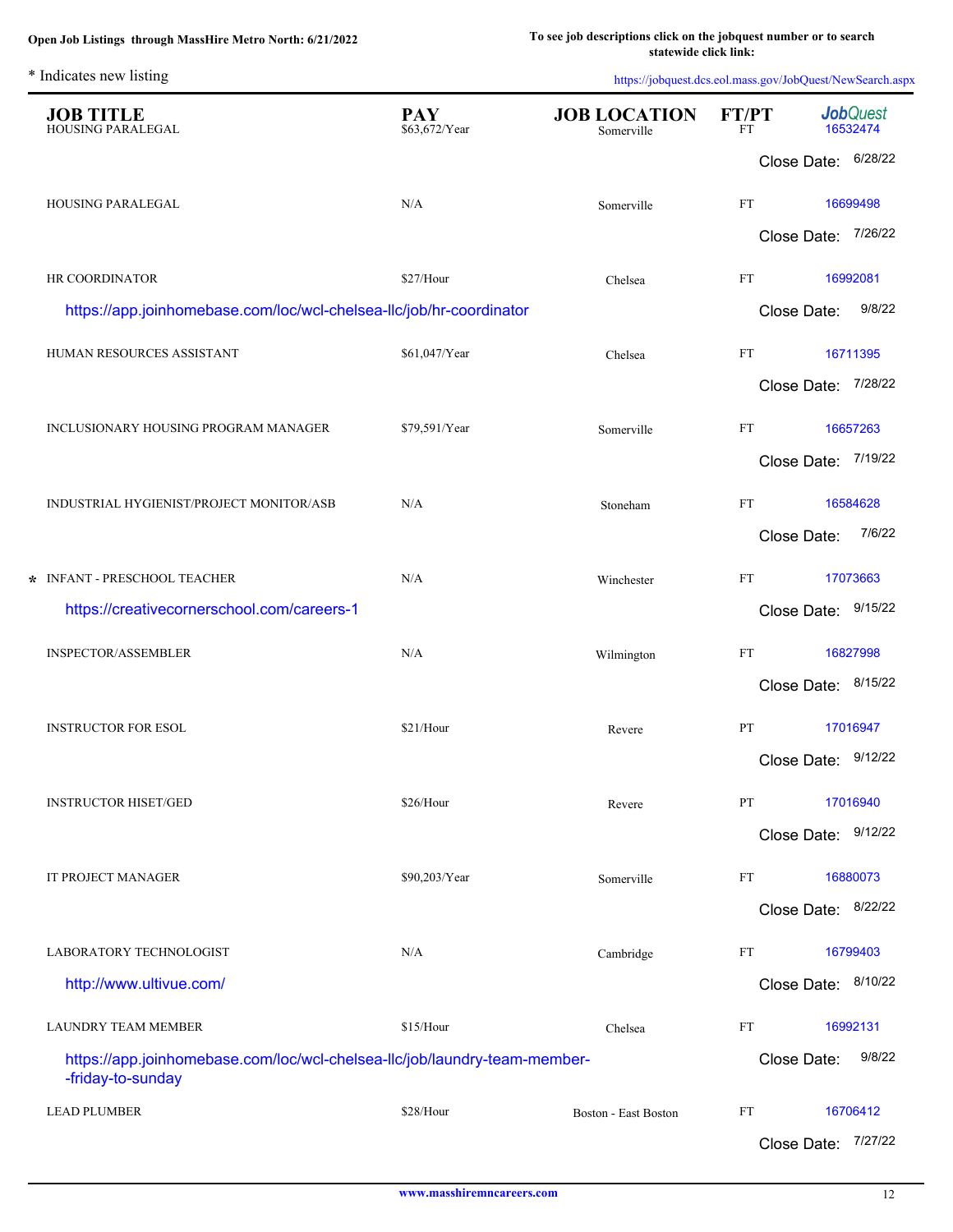Open Job Listings through MassHire Metro North: 6/21/2022

To see job descriptions click on the jobquest number or to search statewide click link:

\* Indicates new listing

https://jobquest.dcs.eol.mass.gov/JobQuest/NewSearch.aspx

| | JOB TITLE | PAY | JOB LOCATION | FT/PT | JobQuest |
|---|---|---|---|---|---|
| | HOUSING PARALEGAL | $63,672/Year | Somerville | FT | 16532474 |
| | | | | | Close Date: 6/28/22 |
| | HOUSING PARALEGAL | N/A | Somerville | FT | 16699498 |
| | | | | | Close Date: 7/26/22 |
| | HR COORDINATOR | $27/Hour | Chelsea | FT | 16992081 |
| | https://app.joinhomebase.com/loc/wcl-chelsea-llc/job/hr-coordinator | | | | Close Date: 9/8/22 |
| | HUMAN RESOURCES ASSISTANT | $61,047/Year | Chelsea | FT | 16711395 |
| | | | | | Close Date: 7/28/22 |
| | INCLUSIONARY HOUSING PROGRAM MANAGER | $79,591/Year | Somerville | FT | 16657263 |
| | | | | | Close Date: 7/19/22 |
| | INDUSTRIAL HYGIENIST/PROJECT MONITOR/ASB | N/A | Stoneham | FT | 16584628 |
| | | | | | Close Date: 7/6/22 |
| * | INFANT - PRESCHOOL TEACHER | N/A | Winchester | FT | 17073663 |
| | https://creativecornerschool.com/careers-1 | | | | Close Date: 9/15/22 |
| | INSPECTOR/ASSEMBLER | N/A | Wilmington | FT | 16827998 |
| | | | | | Close Date: 8/15/22 |
| | INSTRUCTOR FOR ESOL | $21/Hour | Revere | PT | 17016947 |
| | | | | | Close Date: 9/12/22 |
| | INSTRUCTOR HISET/GED | $26/Hour | Revere | PT | 17016940 |
| | | | | | Close Date: 9/12/22 |
| | IT PROJECT MANAGER | $90,203/Year | Somerville | FT | 16880073 |
| | | | | | Close Date: 8/22/22 |
| | LABORATORY TECHNOLOGIST | N/A | Cambridge | FT | 16799403 |
| | http://www.ultivue.com/ | | | | Close Date: 8/10/22 |
| | LAUNDRY TEAM MEMBER | $15/Hour | Chelsea | FT | 16992131 |
| | https://app.joinhomebase.com/loc/wcl-chelsea-llc/job/laundry-team-member--friday-to-sunday | | | | Close Date: 9/8/22 |
| | LEAD PLUMBER | $28/Hour | Boston - East Boston | FT | 16706412 |
| | | | | | Close Date: 7/27/22 |

www.masshiremncareers.com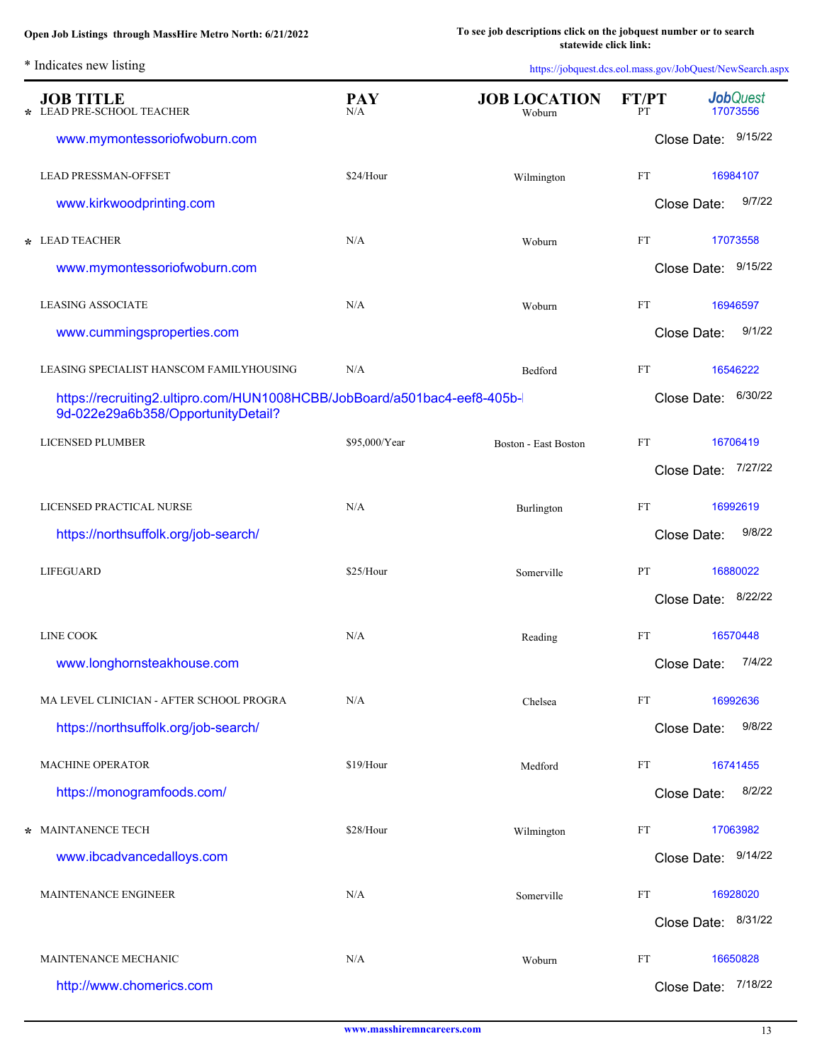Open Job Listings through MassHire Metro North: 6/21/2022

To see job descriptions click on the jobquest number or to search statewide click link: https://jobquest.dcs.eol.mass.gov/JobQuest/NewSearch.aspx

\* Indicates new listing

| | JOB TITLE | PAY | JOB LOCATION | FT/PT | JobQuest |
|---|---|---|---|---|---|
| * | LEAD PRE-SCHOOL TEACHER | N/A | Woburn | PT | 17073556 |
| | www.mymontessoriofwoburn.com | | | | Close Date: 9/15/22 |
| | LEAD PRESSMAN-OFFSET | $24/Hour | Wilmington | FT | 16984107 |
| | www.kirkwoodprinting.com | | | | Close Date: 9/7/22 |
| * | LEAD TEACHER | N/A | Woburn | FT | 17073558 |
| | www.mymontessoriofwoburn.com | | | | Close Date: 9/15/22 |
| | LEASING ASSOCIATE | N/A | Woburn | FT | 16946597 |
| | www.cummingsproperties.com | | | | Close Date: 9/1/22 |
| | LEASING SPECIALIST HANSCOM FAMILYHOUSING | N/A | Bedford | FT | 16546222 |
| | https://recruiting2.ultipro.com/HUN1008HCBB/JobBoard/a501bac4-eef8-405b-9d-022e29a6b358/OpportunityDetail? | | | | Close Date: 6/30/22 |
| | LICENSED PLUMBER | $95,000/Year | Boston - East Boston | FT | 16706419 |
| | | | | | Close Date: 7/27/22 |
| | LICENSED PRACTICAL NURSE | N/A | Burlington | FT | 16992619 |
| | https://northsuffolk.org/job-search/ | | | | Close Date: 9/8/22 |
| | LIFEGUARD | $25/Hour | Somerville | PT | 16880022 |
| | | | | | Close Date: 8/22/22 |
| | LINE COOK | N/A | Reading | FT | 16570448 |
| | www.longhornsteakhouse.com | | | | Close Date: 7/4/22 |
| | MA LEVEL CLINICIAN - AFTER SCHOOL PROGRA | N/A | Chelsea | FT | 16992636 |
| | https://northsuffolk.org/job-search/ | | | | Close Date: 9/8/22 |
| | MACHINE OPERATOR | $19/Hour | Medford | FT | 16741455 |
| | https://monogramfoods.com/ | | | | Close Date: 8/2/22 |
| * | MAINTANENCE TECH | $28/Hour | Wilmington | FT | 17063982 |
| | www.ibcadvancedalloys.com | | | | Close Date: 9/14/22 |
| | MAINTENANCE ENGINEER | N/A | Somerville | FT | 16928020 |
| | | | | | Close Date: 8/31/22 |
| | MAINTENANCE MECHANIC | N/A | Woburn | FT | 16650828 |
| | http://www.chomerics.com | | | | Close Date: 7/18/22 |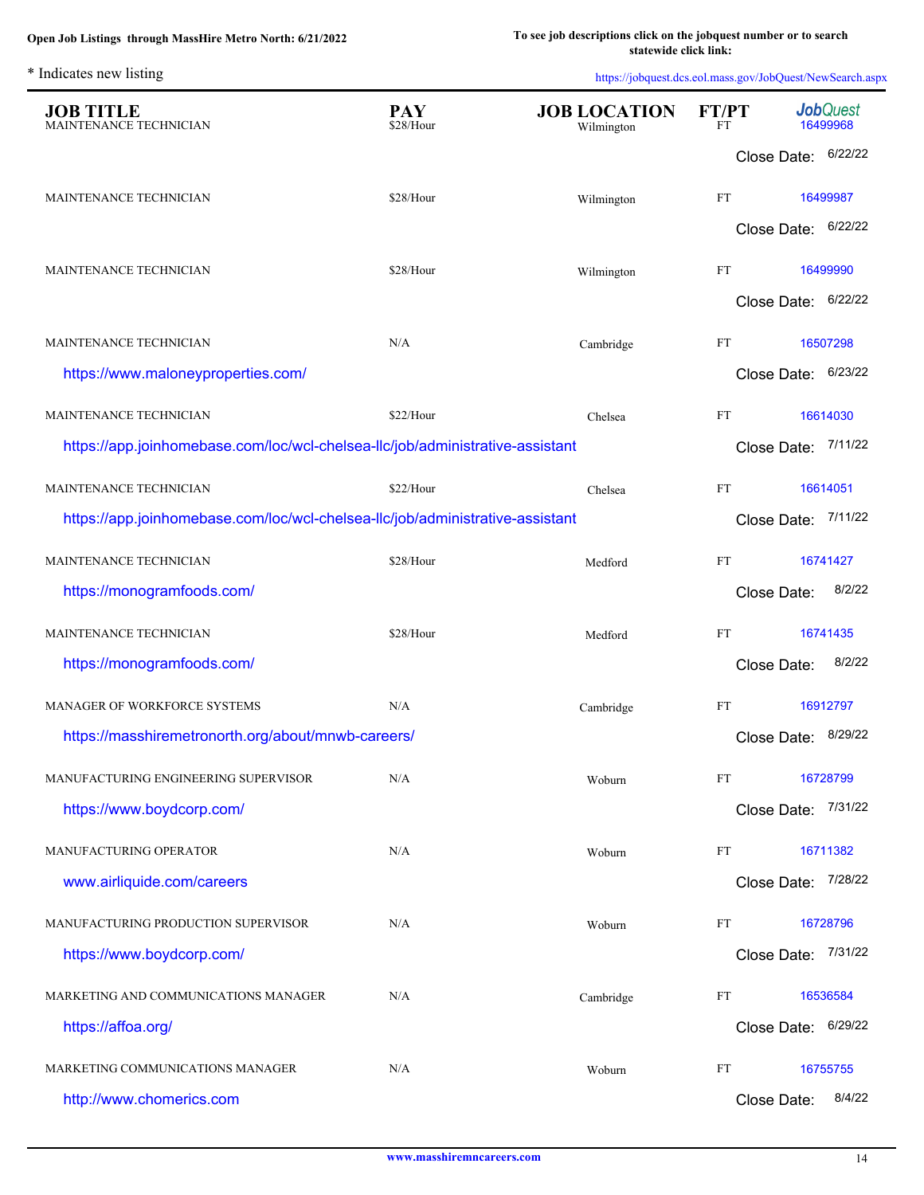**Open Job Listings through MassHire Metro North: 6/21/2022**

**To see job descriptions click on the jobquest number or to search statewide click link:**

\* Indicates new listing

https://jobquest.dcs.eol.mass.gov/JobQuest/NewSearch.aspx

| JOB TITLE | PAY | JOB LOCATION | FT/PT | JobQuest |
|---|---|---|---|---|
| MAINTENANCE TECHNICIAN | $28/Hour | Wilmington | FT | 16499968 |
| | | | | Close Date: 6/22/22 |
| MAINTENANCE TECHNICIAN | $28/Hour | Wilmington | FT | 16499987 |
| | | | | Close Date: 6/22/22 |
| MAINTENANCE TECHNICIAN | $28/Hour | Wilmington | FT | 16499990 |
| | | | | Close Date: 6/22/22 |
| MAINTENANCE TECHNICIAN | N/A | Cambridge | FT | 16507298 |
| https://www.maloneyproperties.com/ | | | | Close Date: 6/23/22 |
| MAINTENANCE TECHNICIAN | $22/Hour | Chelsea | FT | 16614030 |
| https://app.joinhomebase.com/loc/wcl-chelsea-llc/job/administrative-assistant | | | | Close Date: 7/11/22 |
| MAINTENANCE TECHNICIAN | $22/Hour | Chelsea | FT | 16614051 |
| https://app.joinhomebase.com/loc/wcl-chelsea-llc/job/administrative-assistant | | | | Close Date: 7/11/22 |
| MAINTENANCE TECHNICIAN | $28/Hour | Medford | FT | 16741427 |
| https://monogramfoods.com/ | | | | Close Date: 8/2/22 |
| MAINTENANCE TECHNICIAN | $28/Hour | Medford | FT | 16741435 |
| https://monogramfoods.com/ | | | | Close Date: 8/2/22 |
| MANAGER OF WORKFORCE SYSTEMS | N/A | Cambridge | FT | 16912797 |
| https://masshiremetronorth.org/about/mnwb-careers/ | | | | Close Date: 8/29/22 |
| MANUFACTURING ENGINEERING SUPERVISOR | N/A | Woburn | FT | 16728799 |
| https://www.boydcorp.com/ | | | | Close Date: 7/31/22 |
| MANUFACTURING OPERATOR | N/A | Woburn | FT | 16711382 |
| www.airliquide.com/careers | | | | Close Date: 7/28/22 |
| MANUFACTURING PRODUCTION SUPERVISOR | N/A | Woburn | FT | 16728796 |
| https://www.boydcorp.com/ | | | | Close Date: 7/31/22 |
| MARKETING AND COMMUNICATIONS MANAGER | N/A | Cambridge | FT | 16536584 |
| https://affoa.org/ | | | | Close Date: 6/29/22 |
| MARKETING COMMUNICATIONS MANAGER | N/A | Woburn | FT | 16755755 |
| http://www.chomerics.com | | | | Close Date: 8/4/22 |

www.masshiremncareers.com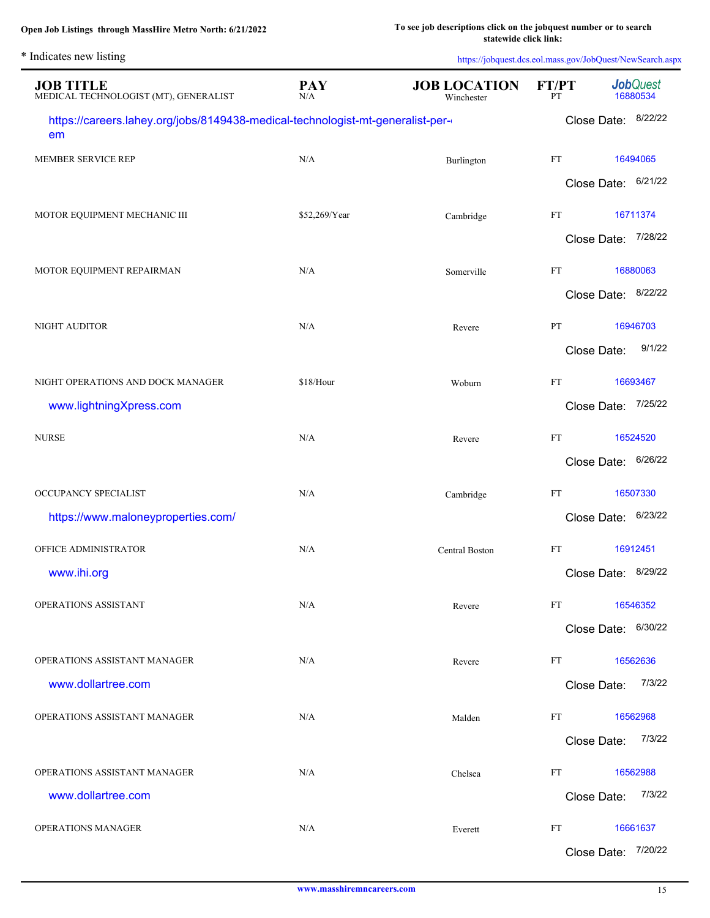Open Job Listings through MassHire Metro North: 6/21/2022

To see job descriptions click on the jobquest number or to search statewide click link: https://jobquest.dcs.eol.mass.gov/JobQuest/NewSearch.aspx

\* Indicates new listing

| JOB TITLE | PAY | JOB LOCATION | FT/PT | JobQuest |
|---|---|---|---|---|
| MEDICAL TECHNOLOGIST (MT), GENERALIST<br>https://careers.lahey.org/jobs/8149438-medical-technologist-mt-generalist-per-em | N/A | Winchester | PT | 16880534<br>Close Date: 8/22/22 |
| MEMBER SERVICE REP | N/A | Burlington | FT | 16494065<br>Close Date: 6/21/22 |
| MOTOR EQUIPMENT MECHANIC III | $52,269/Year | Cambridge | FT | 16711374<br>Close Date: 7/28/22 |
| MOTOR EQUIPMENT REPAIRMAN | N/A | Somerville | FT | 16880063<br>Close Date: 8/22/22 |
| NIGHT AUDITOR | N/A | Revere | PT | 16946703<br>Close Date: 9/1/22 |
| NIGHT OPERATIONS AND DOCK MANAGER<br>www.lightningXpress.com | $18/Hour | Woburn | FT | 16693467<br>Close Date: 7/25/22 |
| NURSE | N/A | Revere | FT | 16524520<br>Close Date: 6/26/22 |
| OCCUPANCY SPECIALIST<br>https://www.maloneyproperties.com/ | N/A | Cambridge | FT | 16507330<br>Close Date: 6/23/22 |
| OFFICE ADMINISTRATOR<br>www.ihi.org | N/A | Central Boston | FT | 16912451<br>Close Date: 8/29/22 |
| OPERATIONS ASSISTANT | N/A | Revere | FT | 16546352<br>Close Date: 6/30/22 |
| OPERATIONS ASSISTANT MANAGER<br>www.dollartree.com | N/A | Revere | FT | 16562636<br>Close Date: 7/3/22 |
| OPERATIONS ASSISTANT MANAGER | N/A | Malden | FT | 16562968<br>Close Date: 7/3/22 |
| OPERATIONS ASSISTANT MANAGER<br>www.dollartree.com | N/A | Chelsea | FT | 16562988<br>Close Date: 7/3/22 |
| OPERATIONS MANAGER | N/A | Everett | FT | 16661637<br>Close Date: 7/20/22 |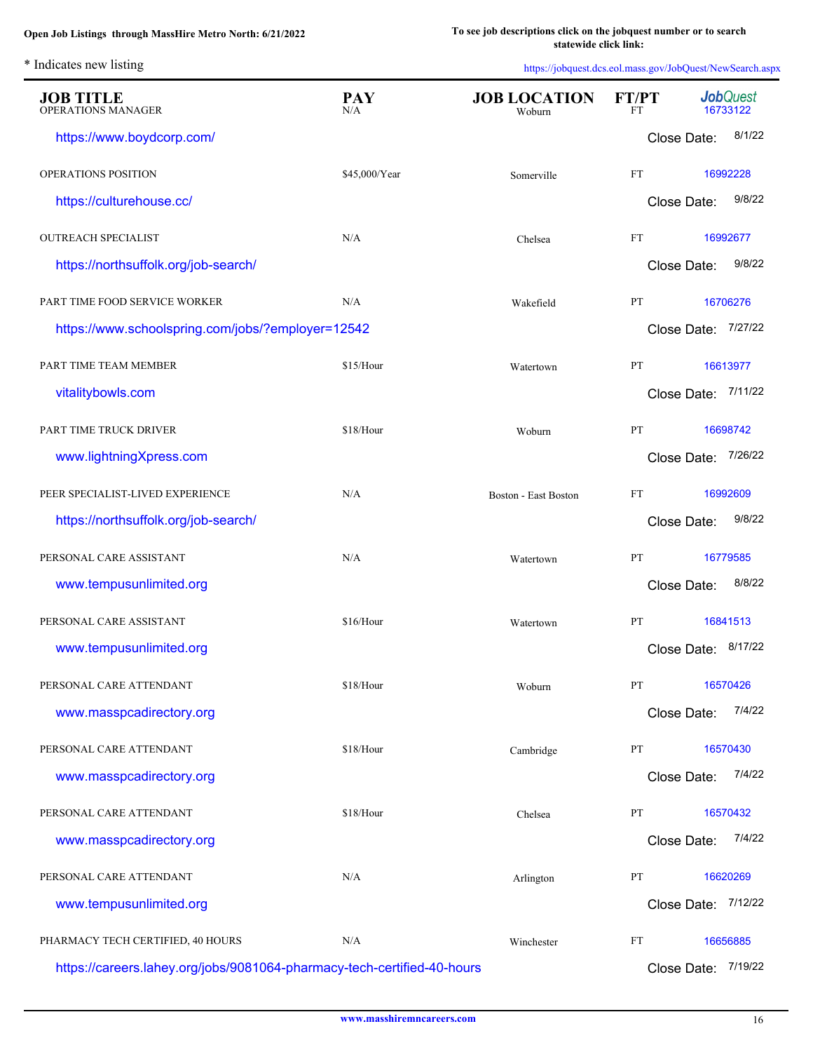Open Job Listings through MassHire Metro North: 6/21/2022

To see job descriptions click on the jobquest number or to search statewide click link: https://jobquest.dcs.eol.mass.gov/JobQuest/NewSearch.aspx

\* Indicates new listing

| JOB TITLE | PAY | JOB LOCATION | FT/PT | JobQuest |
|---|---|---|---|---|
| OPERATIONS MANAGER | N/A | Woburn | FT | 16733122 |
| https://www.boydcorp.com/ | | | | Close Date: 8/1/22 |
| OPERATIONS POSITION | $45,000/Year | Somerville | FT | 16992228 |
| https://culturehouse.cc/ | | | | Close Date: 9/8/22 |
| OUTREACH SPECIALIST | N/A | Chelsea | FT | 16992677 |
| https://northsuffolk.org/job-search/ | | | | Close Date: 9/8/22 |
| PART TIME FOOD SERVICE WORKER | N/A | Wakefield | PT | 16706276 |
| https://www.schoolspring.com/jobs/?employer=12542 | | | | Close Date: 7/27/22 |
| PART TIME TEAM MEMBER | $15/Hour | Watertown | PT | 16613977 |
| vitalitybowls.com | | | | Close Date: 7/11/22 |
| PART TIME TRUCK DRIVER | $18/Hour | Woburn | PT | 16698742 |
| www.lightningXpress.com | | | | Close Date: 7/26/22 |
| PEER SPECIALIST-LIVED EXPERIENCE | N/A | Boston - East Boston | FT | 16992609 |
| https://northsuffolk.org/job-search/ | | | | Close Date: 9/8/22 |
| PERSONAL CARE ASSISTANT | N/A | Watertown | PT | 16779585 |
| www.tempusunlimited.org | | | | Close Date: 8/8/22 |
| PERSONAL CARE ASSISTANT | $16/Hour | Watertown | PT | 16841513 |
| www.tempusunlimited.org | | | | Close Date: 8/17/22 |
| PERSONAL CARE ATTENDANT | $18/Hour | Woburn | PT | 16570426 |
| www.masspcadirectory.org | | | | Close Date: 7/4/22 |
| PERSONAL CARE ATTENDANT | $18/Hour | Cambridge | PT | 16570430 |
| www.masspcadirectory.org | | | | Close Date: 7/4/22 |
| PERSONAL CARE ATTENDANT | $18/Hour | Chelsea | PT | 16570432 |
| www.masspcadirectory.org | | | | Close Date: 7/4/22 |
| PERSONAL CARE ATTENDANT | N/A | Arlington | PT | 16620269 |
| www.tempusunlimited.org | | | | Close Date: 7/12/22 |
| PHARMACY TECH CERTIFIED, 40 HOURS | N/A | Winchester | FT | 16656885 |
| https://careers.lahey.org/jobs/9081064-pharmacy-tech-certified-40-hours | | | | Close Date: 7/19/22 |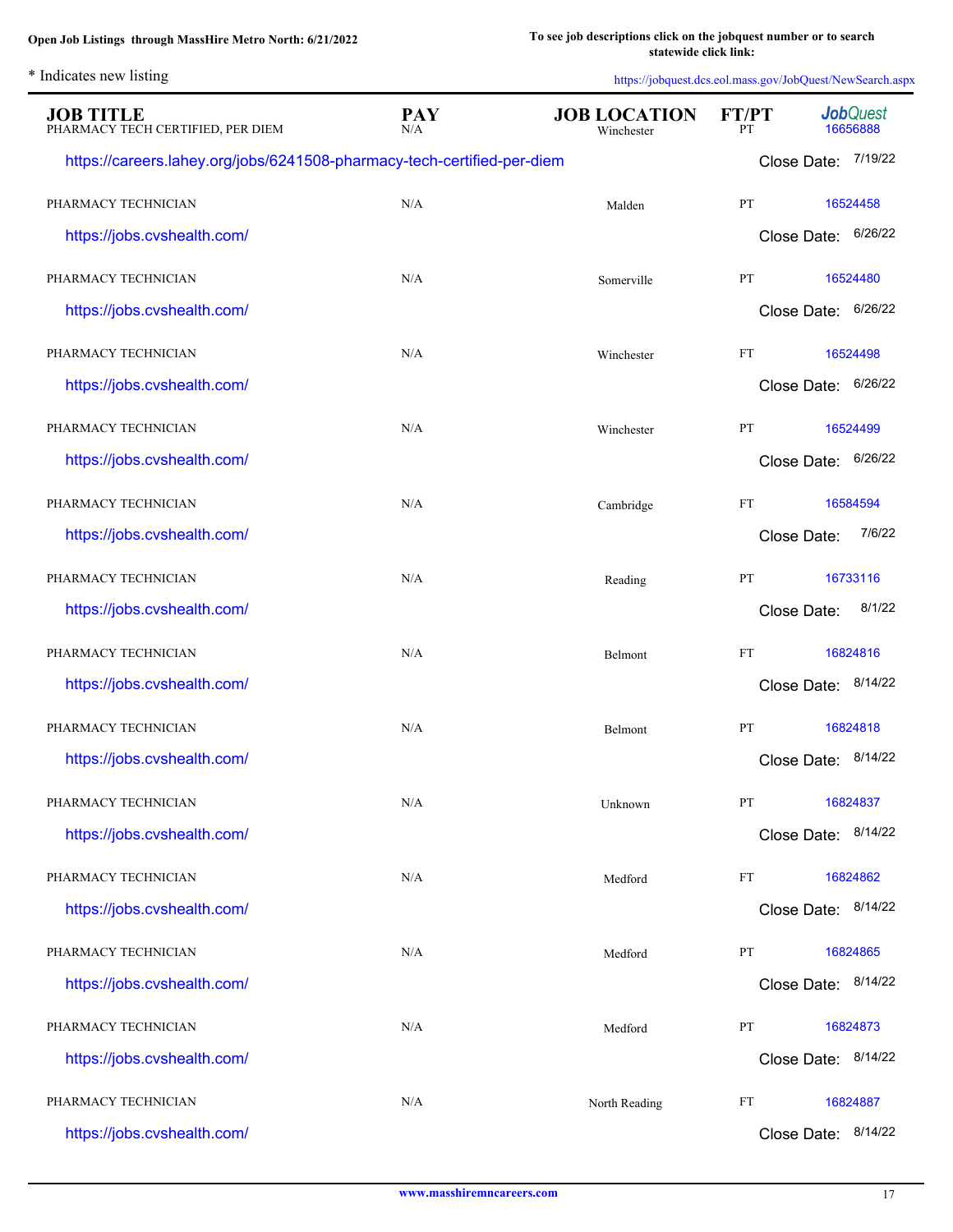Open Job Listings through MassHire Metro North: 6/21/2022

To see job descriptions click on the jobquest number or to search statewide click link:

* Indicates new listing

https://jobquest.dcs.eol.mass.gov/JobQuest/NewSearch.aspx

| JOB TITLE | PAY | JOB LOCATION | FT/PT | JobQuest |
|---|---|---|---|---|
| PHARMACY TECH CERTIFIED, PER DIEM | N/A | Winchester | PT | 16656888 |
| https://careers.lahey.org/jobs/6241508-pharmacy-tech-certified-per-diem | | | | Close Date: 7/19/22 |
| PHARMACY TECHNICIAN | N/A | Malden | PT | 16524458 |
| https://jobs.cvshealth.com/ | | | | Close Date: 6/26/22 |
| PHARMACY TECHNICIAN | N/A | Somerville | PT | 16524480 |
| https://jobs.cvshealth.com/ | | | | Close Date: 6/26/22 |
| PHARMACY TECHNICIAN | N/A | Winchester | FT | 16524498 |
| https://jobs.cvshealth.com/ | | | | Close Date: 6/26/22 |
| PHARMACY TECHNICIAN | N/A | Winchester | PT | 16524499 |
| https://jobs.cvshealth.com/ | | | | Close Date: 6/26/22 |
| PHARMACY TECHNICIAN | N/A | Cambridge | FT | 16584594 |
| https://jobs.cvshealth.com/ | | | | Close Date: 7/6/22 |
| PHARMACY TECHNICIAN | N/A | Reading | PT | 16733116 |
| https://jobs.cvshealth.com/ | | | | Close Date: 8/1/22 |
| PHARMACY TECHNICIAN | N/A | Belmont | FT | 16824816 |
| https://jobs.cvshealth.com/ | | | | Close Date: 8/14/22 |
| PHARMACY TECHNICIAN | N/A | Belmont | PT | 16824818 |
| https://jobs.cvshealth.com/ | | | | Close Date: 8/14/22 |
| PHARMACY TECHNICIAN | N/A | Unknown | PT | 16824837 |
| https://jobs.cvshealth.com/ | | | | Close Date: 8/14/22 |
| PHARMACY TECHNICIAN | N/A | Medford | FT | 16824862 |
| https://jobs.cvshealth.com/ | | | | Close Date: 8/14/22 |
| PHARMACY TECHNICIAN | N/A | Medford | PT | 16824865 |
| https://jobs.cvshealth.com/ | | | | Close Date: 8/14/22 |
| PHARMACY TECHNICIAN | N/A | Medford | PT | 16824873 |
| https://jobs.cvshealth.com/ | | | | Close Date: 8/14/22 |
| PHARMACY TECHNICIAN | N/A | North Reading | FT | 16824887 |
| https://jobs.cvshealth.com/ | | | | Close Date: 8/14/22 |

www.masshiremncareers.com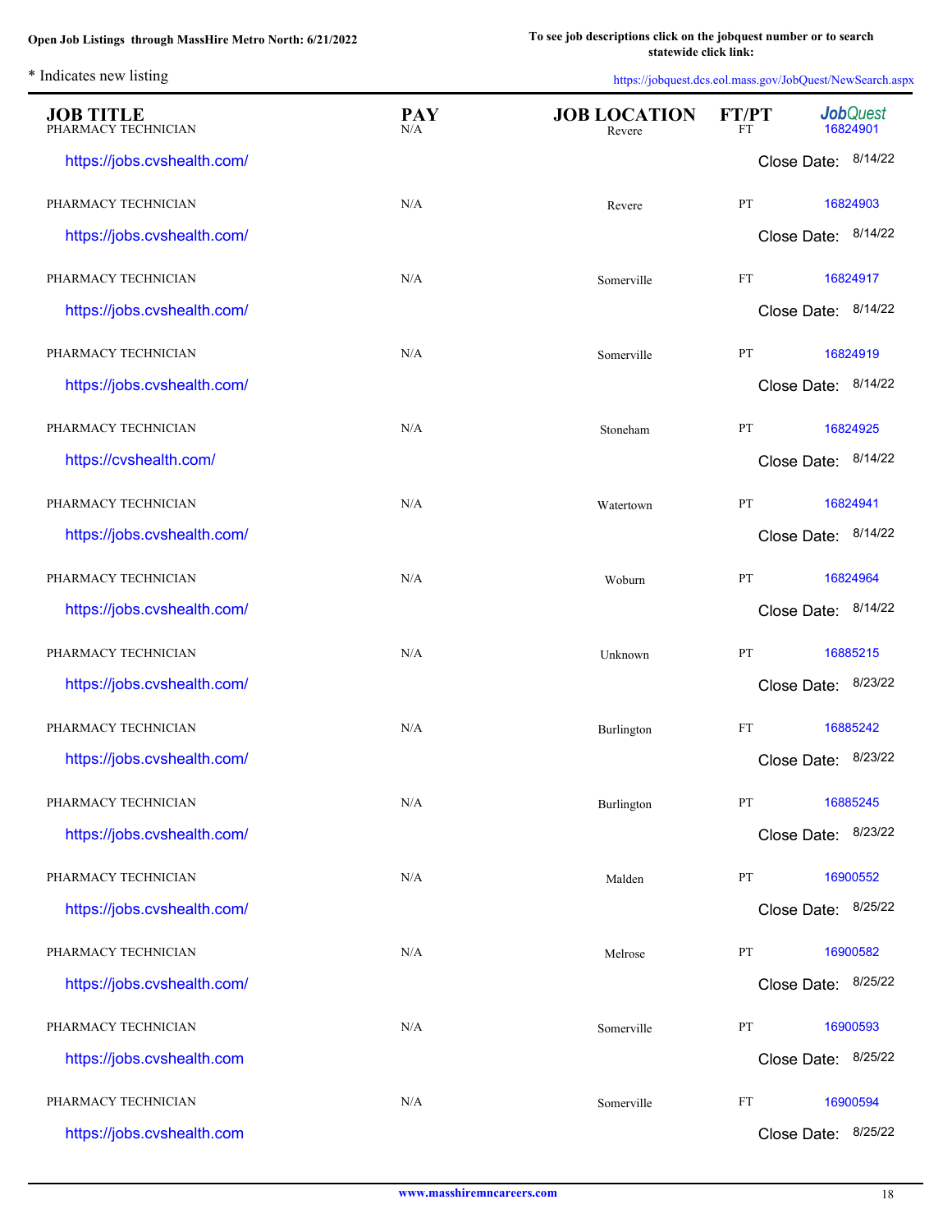Open Job Listings through MassHire Metro North: 6/21/2022

To see job descriptions click on the jobquest number or to search statewide click link: https://jobquest.dcs.eol.mass.gov/JobQuest/NewSearch.aspx

* Indicates new listing

| JOB TITLE | PAY | JOB LOCATION | FT/PT | JobQuest |
|---|---|---|---|---|
| PHARMACY TECHNICIAN | N/A | Revere | FT | 16824901 |
| https://jobs.cvshealth.com/ | | | | Close Date: 8/14/22 |
| PHARMACY TECHNICIAN | N/A | Revere | PT | 16824903 |
| https://jobs.cvshealth.com/ | | | | Close Date: 8/14/22 |
| PHARMACY TECHNICIAN | N/A | Somerville | FT | 16824917 |
| https://jobs.cvshealth.com/ | | | | Close Date: 8/14/22 |
| PHARMACY TECHNICIAN | N/A | Somerville | PT | 16824919 |
| https://jobs.cvshealth.com/ | | | | Close Date: 8/14/22 |
| PHARMACY TECHNICIAN | N/A | Stoneham | PT | 16824925 |
| https://cvshealth.com/ | | | | Close Date: 8/14/22 |
| PHARMACY TECHNICIAN | N/A | Watertown | PT | 16824941 |
| https://jobs.cvshealth.com/ | | | | Close Date: 8/14/22 |
| PHARMACY TECHNICIAN | N/A | Woburn | PT | 16824964 |
| https://jobs.cvshealth.com/ | | | | Close Date: 8/14/22 |
| PHARMACY TECHNICIAN | N/A | Unknown | PT | 16885215 |
| https://jobs.cvshealth.com/ | | | | Close Date: 8/23/22 |
| PHARMACY TECHNICIAN | N/A | Burlington | FT | 16885242 |
| https://jobs.cvshealth.com/ | | | | Close Date: 8/23/22 |
| PHARMACY TECHNICIAN | N/A | Burlington | PT | 16885245 |
| https://jobs.cvshealth.com/ | | | | Close Date: 8/23/22 |
| PHARMACY TECHNICIAN | N/A | Malden | PT | 16900552 |
| https://jobs.cvshealth.com/ | | | | Close Date: 8/25/22 |
| PHARMACY TECHNICIAN | N/A | Melrose | PT | 16900582 |
| https://jobs.cvshealth.com/ | | | | Close Date: 8/25/22 |
| PHARMACY TECHNICIAN | N/A | Somerville | PT | 16900593 |
| https://jobs.cvshealth.com | | | | Close Date: 8/25/22 |
| PHARMACY TECHNICIAN | N/A | Somerville | FT | 16900594 |
| https://jobs.cvshealth.com | | | | Close Date: 8/25/22 |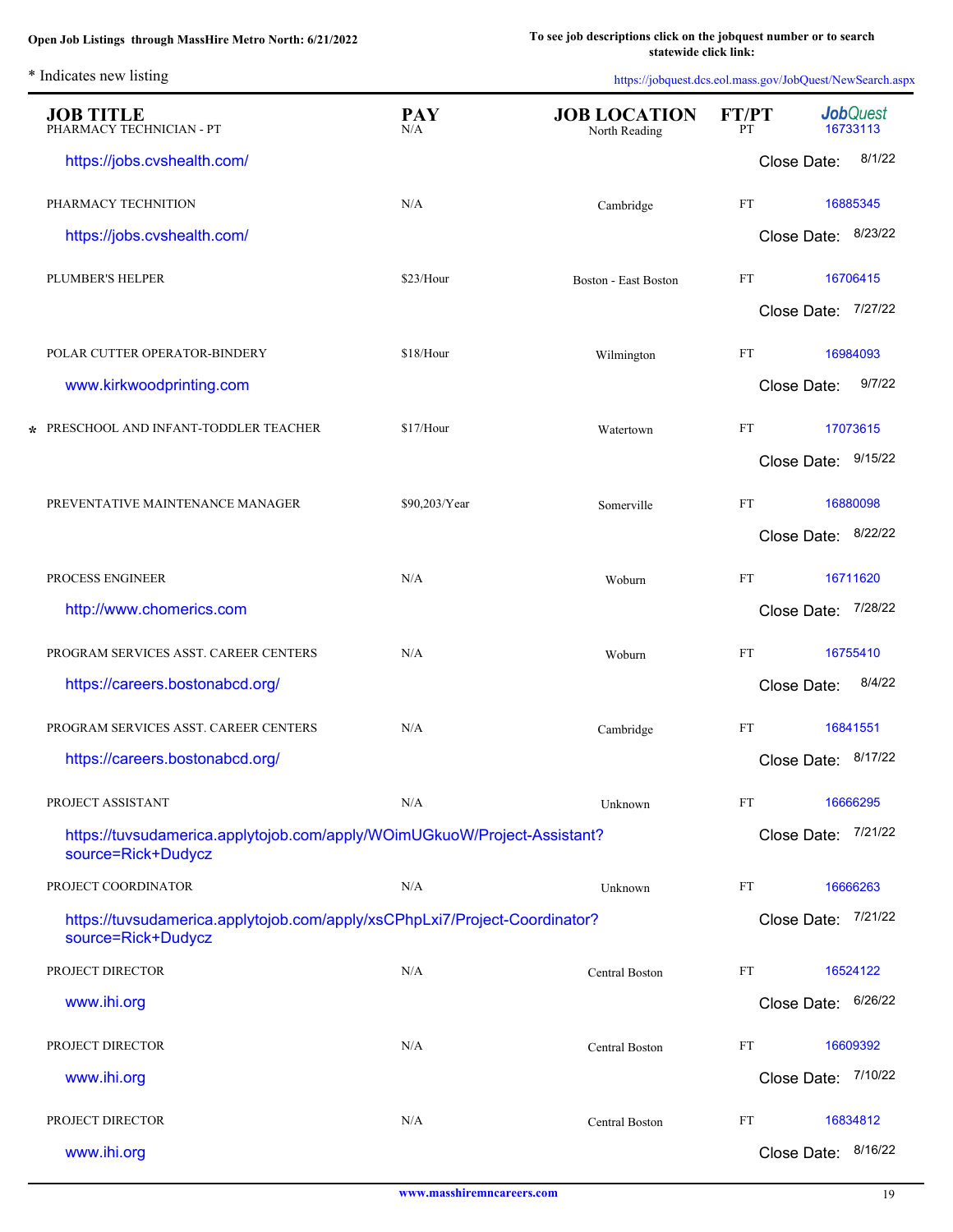**Open Job Listings through MassHire Metro North: 6/21/2022**

**To see job descriptions click on the jobquest number or to search statewide click link:**

\* Indicates new listing

https://jobquest.dcs.eol.mass.gov/JobQuest/NewSearch.aspx

| | JOB TITLE | PAY | JOB LOCATION | FT/PT | JobQuest |
|---|---|---|---|---|---|
| | PHARMACY TECHNICIAN - PT | N/A | North Reading | PT | 16733113 |
| | https://jobs.cvshealth.com/ | | | | Close Date: 8/1/22 |
| | PHARMACY TECHNITION | N/A | Cambridge | FT | 16885345 |
| | https://jobs.cvshealth.com/ | | | | Close Date: 8/23/22 |
| | PLUMBER'S HELPER | $23/Hour | Boston - East Boston | FT | 16706415 |
| | | | | | Close Date: 7/27/22 |
| | POLAR CUTTER OPERATOR-BINDERY | $18/Hour | Wilmington | FT | 16984093 |
| | www.kirkwoodprinting.com | | | | Close Date: 9/7/22 |
| * | PRESCHOOL AND INFANT-TODDLER TEACHER | $17/Hour | Watertown | FT | 17073615 |
| | | | | | Close Date: 9/15/22 |
| | PREVENTATIVE MAINTENANCE MANAGER | $90,203/Year | Somerville | FT | 16880098 |
| | | | | | Close Date: 8/22/22 |
| | PROCESS ENGINEER | N/A | Woburn | FT | 16711620 |
| | http://www.chomerics.com | | | | Close Date: 7/28/22 |
| | PROGRAM SERVICES ASST. CAREER CENTERS | N/A | Woburn | FT | 16755410 |
| | https://careers.bostonabcd.org/ | | | | Close Date: 8/4/22 |
| | PROGRAM SERVICES ASST. CAREER CENTERS | N/A | Cambridge | FT | 16841551 |
| | https://careers.bostonabcd.org/ | | | | Close Date: 8/17/22 |
| | PROJECT ASSISTANT | N/A | Unknown | FT | 16666295 |
| | https://tuvsudamerica.applytojob.com/apply/WOimUGkuoW/Project-Assistant?source=Rick+Dudycz | | | | Close Date: 7/21/22 |
| | PROJECT COORDINATOR | N/A | Unknown | FT | 16666263 |
| | https://tuvsudamerica.applytojob.com/apply/xsCPhpLxi7/Project-Coordinator?source=Rick+Dudycz | | | | Close Date: 7/21/22 |
| | PROJECT DIRECTOR | N/A | Central Boston | FT | 16524122 |
| | www.ihi.org | | | | Close Date: 6/26/22 |
| | PROJECT DIRECTOR | N/A | Central Boston | FT | 16609392 |
| | www.ihi.org | | | | Close Date: 7/10/22 |
| | PROJECT DIRECTOR | N/A | Central Boston | FT | 16834812 |
| | www.ihi.org | | | | Close Date: 8/16/22 |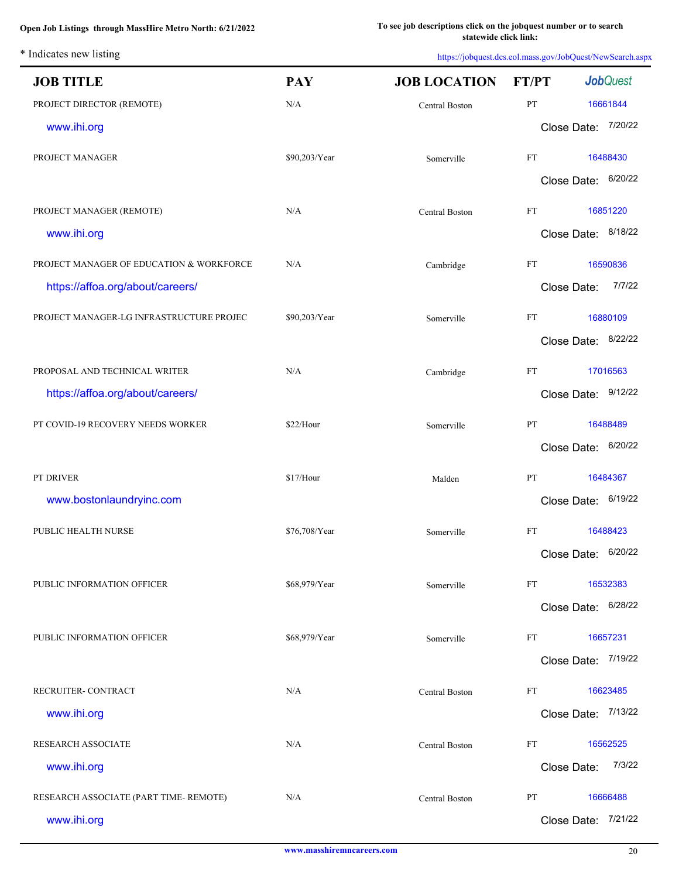**Open Job Listings through MassHire Metro North: 6/21/2022**

**To see job descriptions click on the jobquest number or to search statewide click link:**

\* Indicates new listing

https://jobquest.dcs.eol.mass.gov/JobQuest/NewSearch.aspx

| JOB TITLE | PAY | JOB LOCATION | FT/PT | JobQuest |
|---|---|---|---|---|
| PROJECT DIRECTOR (REMOTE) www.ihi.org | N/A | Central Boston | PT | 16661844 Close Date: 7/20/22 |
| PROJECT MANAGER | $90,203/Year | Somerville | FT | 16488430 Close Date: 6/20/22 |
| PROJECT MANAGER (REMOTE) www.ihi.org | N/A | Central Boston | FT | 16851220 Close Date: 8/18/22 |
| PROJECT MANAGER OF EDUCATION & WORKFORCE https://affoa.org/about/careers/ | N/A | Cambridge | FT | 16590836 Close Date: 7/7/22 |
| PROJECT MANAGER-LG INFRASTRUCTURE PROJEC | $90,203/Year | Somerville | FT | 16880109 Close Date: 8/22/22 |
| PROPOSAL AND TECHNICAL WRITER https://affoa.org/about/careers/ | N/A | Cambridge | FT | 17016563 Close Date: 9/12/22 |
| PT COVID-19 RECOVERY NEEDS WORKER | $22/Hour | Somerville | PT | 16488489 Close Date: 6/20/22 |
| PT DRIVER www.bostonlaundryinc.com | $17/Hour | Malden | PT | 16484367 Close Date: 6/19/22 |
| PUBLIC HEALTH NURSE | $76,708/Year | Somerville | FT | 16488423 Close Date: 6/20/22 |
| PUBLIC INFORMATION OFFICER | $68,979/Year | Somerville | FT | 16532383 Close Date: 6/28/22 |
| PUBLIC INFORMATION OFFICER | $68,979/Year | Somerville | FT | 16657231 Close Date: 7/19/22 |
| RECRUITER- CONTRACT www.ihi.org | N/A | Central Boston | FT | 16623485 Close Date: 7/13/22 |
| RESEARCH ASSOCIATE www.ihi.org | N/A | Central Boston | FT | 16562525 Close Date: 7/3/22 |
| RESEARCH ASSOCIATE (PART TIME- REMOTE) www.ihi.org | N/A | Central Boston | PT | 16666488 Close Date: 7/21/22 |

www.masshiremncareers.com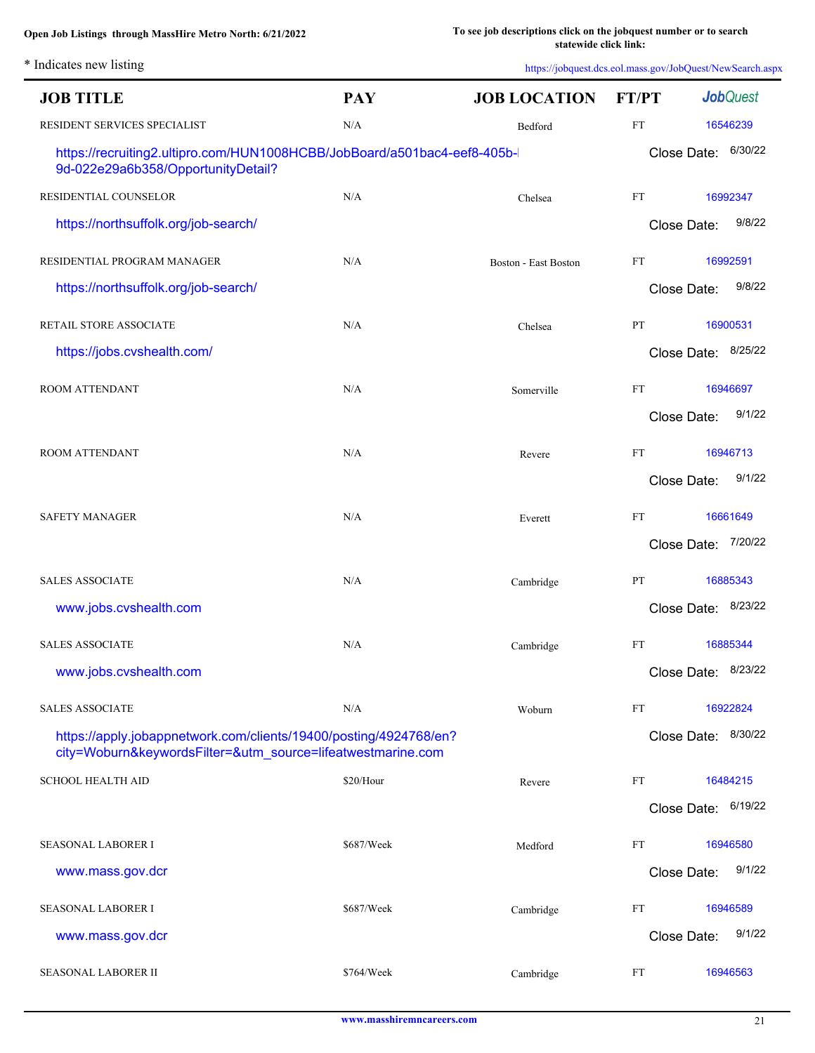Open Job Listings through MassHire Metro North: 6/21/2022

To see job descriptions click on the jobquest number or to search statewide click link: https://jobquest.dcs.eol.mass.gov/JobQuest/NewSearch.aspx

* Indicates new listing

| JOB TITLE | PAY | JOB LOCATION | FT/PT | JobQuest |
|---|---|---|---|---|
| RESIDENT SERVICES SPECIALIST | N/A | Bedford | FT | 16546239 |
| https://recruiting2.ultipro.com/HUN1008HCBB/JobBoard/a501bac4-eef8-405b-9d-022e29a6b358/OpportunityDetail? | | | Close Date: | 6/30/22 |
| RESIDENTIAL COUNSELOR | N/A | Chelsea | FT | 16992347 |
| https://northsuffolk.org/job-search/ | | | Close Date: | 9/8/22 |
| RESIDENTIAL PROGRAM MANAGER | N/A | Boston - East Boston | FT | 16992591 |
| https://northsuffolk.org/job-search/ | | | Close Date: | 9/8/22 |
| RETAIL STORE ASSOCIATE | N/A | Chelsea | PT | 16900531 |
| https://jobs.cvshealth.com/ | | | Close Date: | 8/25/22 |
| ROOM ATTENDANT | N/A | Somerville | FT | 16946697 |
| | | | Close Date: | 9/1/22 |
| ROOM ATTENDANT | N/A | Revere | FT | 16946713 |
| | | | Close Date: | 9/1/22 |
| SAFETY MANAGER | N/A | Everett | FT | 16661649 |
| | | | Close Date: | 7/20/22 |
| SALES ASSOCIATE | N/A | Cambridge | PT | 16885343 |
| www.jobs.cvshealth.com | | | Close Date: | 8/23/22 |
| SALES ASSOCIATE | N/A | Cambridge | FT | 16885344 |
| www.jobs.cvshealth.com | | | Close Date: | 8/23/22 |
| SALES ASSOCIATE | N/A | Woburn | FT | 16922824 |
| https://apply.jobappnetwork.com/clients/19400/posting/4924768/en?city=Woburn&keywordsFilter=&utm_source=lifeatwestmarine.com | | | Close Date: | 8/30/22 |
| SCHOOL HEALTH AID | $20/Hour | Revere | FT | 16484215 |
| | | | Close Date: | 6/19/22 |
| SEASONAL LABORER I | $687/Week | Medford | FT | 16946580 |
| www.mass.gov.dcr | | | Close Date: | 9/1/22 |
| SEASONAL LABORER I | $687/Week | Cambridge | FT | 16946589 |
| www.mass.gov.dcr | | | Close Date: | 9/1/22 |
| SEASONAL LABORER II | $764/Week | Cambridge | FT | 16946563 |

www.masshiremncareers.com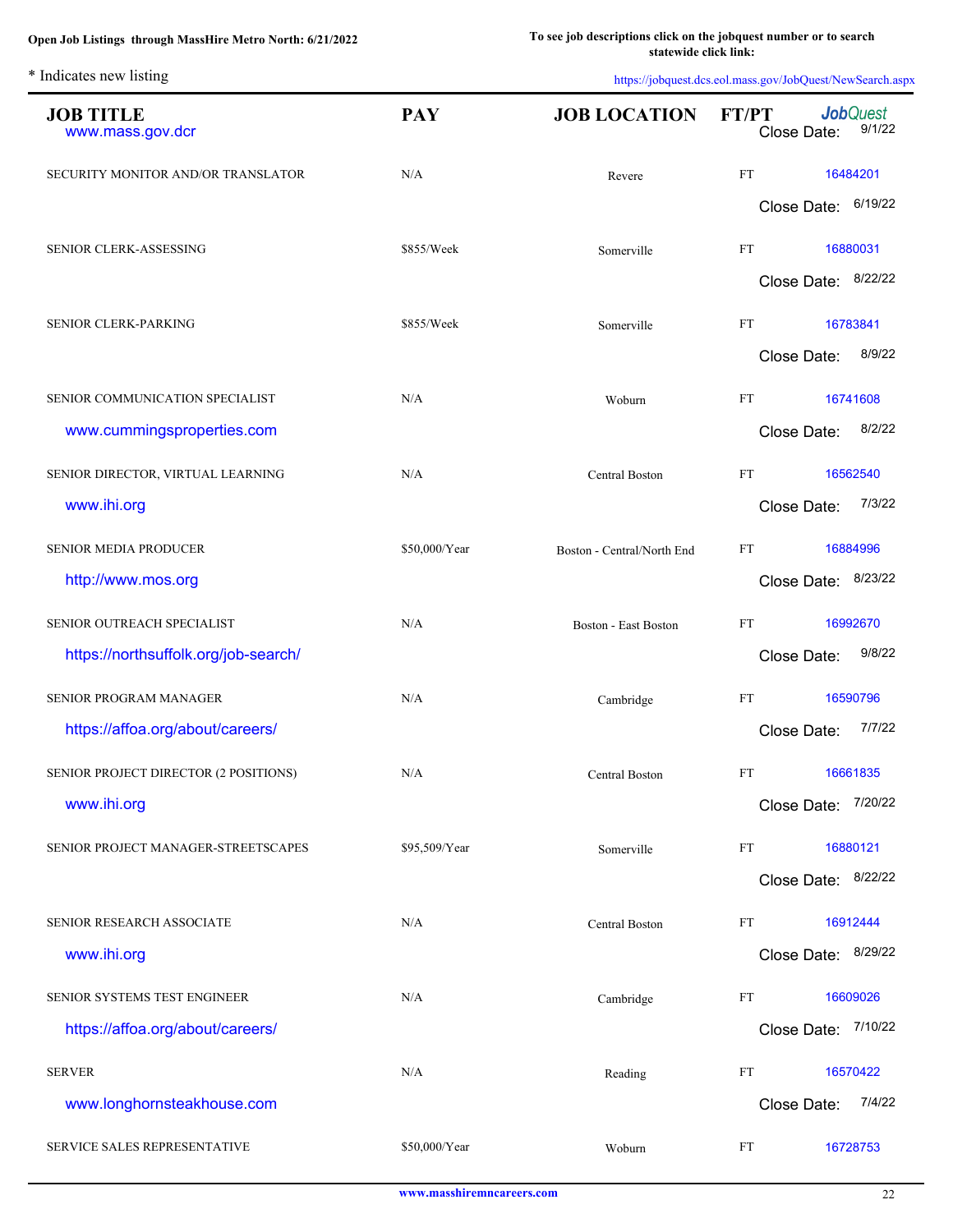Open Job Listings through MassHire Metro North: 6/21/2022

To see job descriptions click on the jobquest number or to search statewide click link: https://jobquest.dcs.eol.mass.gov/JobQuest/NewSearch.aspx

* Indicates new listing

| JOB TITLE | PAY | JOB LOCATION | FT/PT | JobQuest |
|---|---|---|---|---|
| www.mass.gov.dcr | | | | Close Date: 9/1/22 |
| SECURITY MONITOR AND/OR TRANSLATOR | N/A | Revere | FT | 16484201 |
| | | | | Close Date: 6/19/22 |
| SENIOR CLERK-ASSESSING | $855/Week | Somerville | FT | 16880031 |
| | | | | Close Date: 8/22/22 |
| SENIOR CLERK-PARKING | $855/Week | Somerville | FT | 16783841 |
| | | | | Close Date: 8/9/22 |
| SENIOR COMMUNICATION SPECIALIST | N/A | Woburn | FT | 16741608 |
| www.cummingsproperties.com | | | | Close Date: 8/2/22 |
| SENIOR DIRECTOR, VIRTUAL LEARNING | N/A | Central Boston | FT | 16562540 |
| www.ihi.org | | | | Close Date: 7/3/22 |
| SENIOR MEDIA PRODUCER | $50,000/Year | Boston - Central/North End | FT | 16884996 |
| http://www.mos.org | | | | Close Date: 8/23/22 |
| SENIOR OUTREACH SPECIALIST | N/A | Boston - East Boston | FT | 16992670 |
| https://northsuffolk.org/job-search/ | | | | Close Date: 9/8/22 |
| SENIOR PROGRAM MANAGER | N/A | Cambridge | FT | 16590796 |
| https://affoa.org/about/careers/ | | | | Close Date: 7/7/22 |
| SENIOR PROJECT DIRECTOR (2 POSITIONS) | N/A | Central Boston | FT | 16661835 |
| www.ihi.org | | | | Close Date: 7/20/22 |
| SENIOR PROJECT MANAGER-STREETSCAPES | $95,509/Year | Somerville | FT | 16880121 |
| | | | | Close Date: 8/22/22 |
| SENIOR RESEARCH ASSOCIATE | N/A | Central Boston | FT | 16912444 |
| www.ihi.org | | | | Close Date: 8/29/22 |
| SENIOR SYSTEMS TEST ENGINEER | N/A | Cambridge | FT | 16609026 |
| https://affoa.org/about/careers/ | | | | Close Date: 7/10/22 |
| SERVER | N/A | Reading | FT | 16570422 |
| www.longhornsteakhouse.com | | | | Close Date: 7/4/22 |
| SERVICE SALES REPRESENTATIVE | $50,000/Year | Woburn | FT | 16728753 |

www.masshiremncareers.com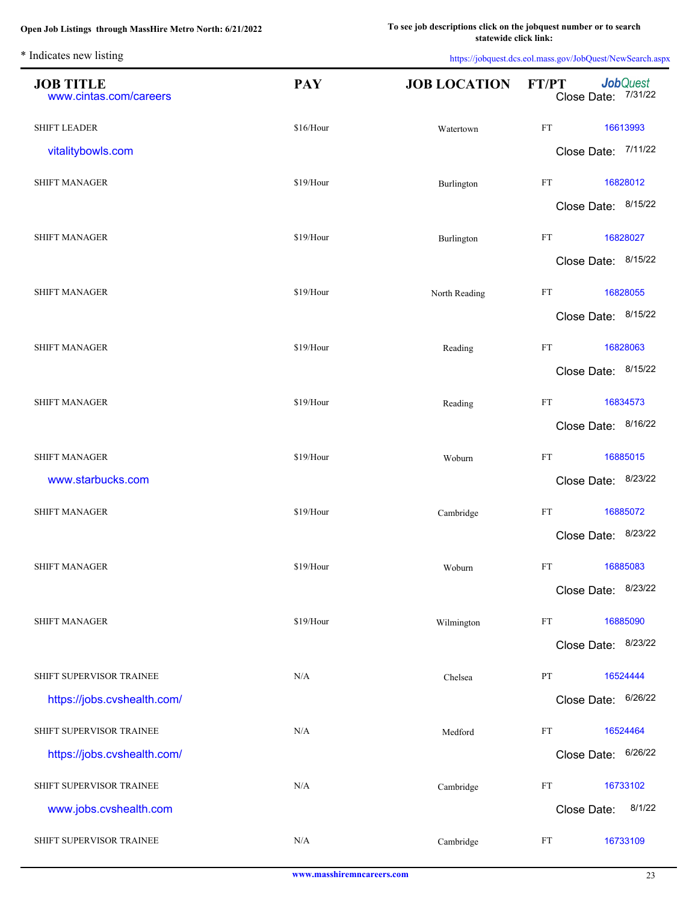Open Job Listings through MassHire Metro North: 6/21/2022

To see job descriptions click on the jobquest number or to search statewide click link: https://jobquest.dcs.eol.mass.gov/JobQuest/NewSearch.aspx

\* Indicates new listing

| JOB TITLE | PAY | JOB LOCATION | FT/PT | JobQuest |
|---|---|---|---|---|
| www.cintas.com/careers | | | | Close Date: 7/31/22 |
| SHIFT LEADER | $16/Hour | Watertown | FT | 16613993 |
| vitalitybowls.com | | | | Close Date: 7/11/22 |
| SHIFT MANAGER | $19/Hour | Burlington | FT | 16828012 |
| | | | | Close Date: 8/15/22 |
| SHIFT MANAGER | $19/Hour | Burlington | FT | 16828027 |
| | | | | Close Date: 8/15/22 |
| SHIFT MANAGER | $19/Hour | North Reading | FT | 16828055 |
| | | | | Close Date: 8/15/22 |
| SHIFT MANAGER | $19/Hour | Reading | FT | 16828063 |
| | | | | Close Date: 8/15/22 |
| SHIFT MANAGER | $19/Hour | Reading | FT | 16834573 |
| | | | | Close Date: 8/16/22 |
| SHIFT MANAGER | $19/Hour | Woburn | FT | 16885015 |
| www.starbucks.com | | | | Close Date: 8/23/22 |
| SHIFT MANAGER | $19/Hour | Cambridge | FT | 16885072 |
| | | | | Close Date: 8/23/22 |
| SHIFT MANAGER | $19/Hour | Woburn | FT | 16885083 |
| | | | | Close Date: 8/23/22 |
| SHIFT MANAGER | $19/Hour | Wilmington | FT | 16885090 |
| | | | | Close Date: 8/23/22 |
| SHIFT SUPERVISOR TRAINEE | N/A | Chelsea | PT | 16524444 |
| https://jobs.cvshealth.com/ | | | | Close Date: 6/26/22 |
| SHIFT SUPERVISOR TRAINEE | N/A | Medford | FT | 16524464 |
| https://jobs.cvshealth.com/ | | | | Close Date: 6/26/22 |
| SHIFT SUPERVISOR TRAINEE | N/A | Cambridge | FT | 16733102 |
| www.jobs.cvshealth.com | | | | Close Date: 8/1/22 |
| SHIFT SUPERVISOR TRAINEE | N/A | Cambridge | FT | 16733109 |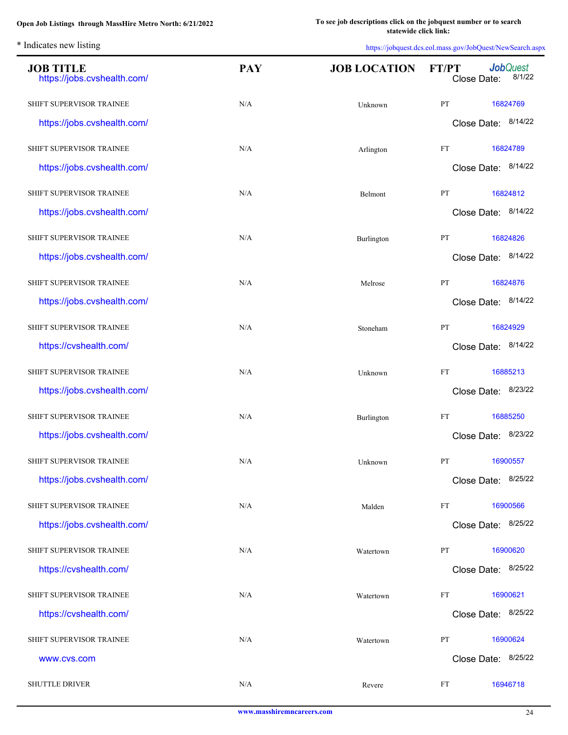Open Job Listings through MassHire Metro North: 6/21/2022

To see job descriptions click on the jobquest number or to search statewide click link: https://jobquest.dcs.eol.mass.gov/JobQuest/NewSearch.aspx

\* Indicates new listing

| JOB TITLE | PAY | JOB LOCATION | FT/PT | JobQuest |
|---|---|---|---|---|
| https://jobs.cvshealth.com/ | | | | Close Date: 8/1/22 |
| SHIFT SUPERVISOR TRAINEE | N/A | Unknown | PT | 16824769 |
| https://jobs.cvshealth.com/ | | | | Close Date: 8/14/22 |
| SHIFT SUPERVISOR TRAINEE | N/A | Arlington | FT | 16824789 |
| https://jobs.cvshealth.com/ | | | | Close Date: 8/14/22 |
| SHIFT SUPERVISOR TRAINEE | N/A | Belmont | PT | 16824812 |
| https://jobs.cvshealth.com/ | | | | Close Date: 8/14/22 |
| SHIFT SUPERVISOR TRAINEE | N/A | Burlington | PT | 16824826 |
| https://jobs.cvshealth.com/ | | | | Close Date: 8/14/22 |
| SHIFT SUPERVISOR TRAINEE | N/A | Melrose | PT | 16824876 |
| https://jobs.cvshealth.com/ | | | | Close Date: 8/14/22 |
| SHIFT SUPERVISOR TRAINEE | N/A | Stoneham | PT | 16824929 |
| https://cvshealth.com/ | | | | Close Date: 8/14/22 |
| SHIFT SUPERVISOR TRAINEE | N/A | Unknown | FT | 16885213 |
| https://jobs.cvshealth.com/ | | | | Close Date: 8/23/22 |
| SHIFT SUPERVISOR TRAINEE | N/A | Burlington | FT | 16885250 |
| https://jobs.cvshealth.com/ | | | | Close Date: 8/23/22 |
| SHIFT SUPERVISOR TRAINEE | N/A | Unknown | PT | 16900557 |
| https://jobs.cvshealth.com/ | | | | Close Date: 8/25/22 |
| SHIFT SUPERVISOR TRAINEE | N/A | Malden | FT | 16900566 |
| https://jobs.cvshealth.com/ | | | | Close Date: 8/25/22 |
| SHIFT SUPERVISOR TRAINEE | N/A | Watertown | PT | 16900620 |
| https://cvshealth.com/ | | | | Close Date: 8/25/22 |
| SHIFT SUPERVISOR TRAINEE | N/A | Watertown | FT | 16900621 |
| https://cvshealth.com/ | | | | Close Date: 8/25/22 |
| SHIFT SUPERVISOR TRAINEE | N/A | Watertown | PT | 16900624 |
| www.cvs.com | | | | Close Date: 8/25/22 |
| SHUTTLE DRIVER | N/A | Revere | FT | 16946718 |

www.masshiremncareers.com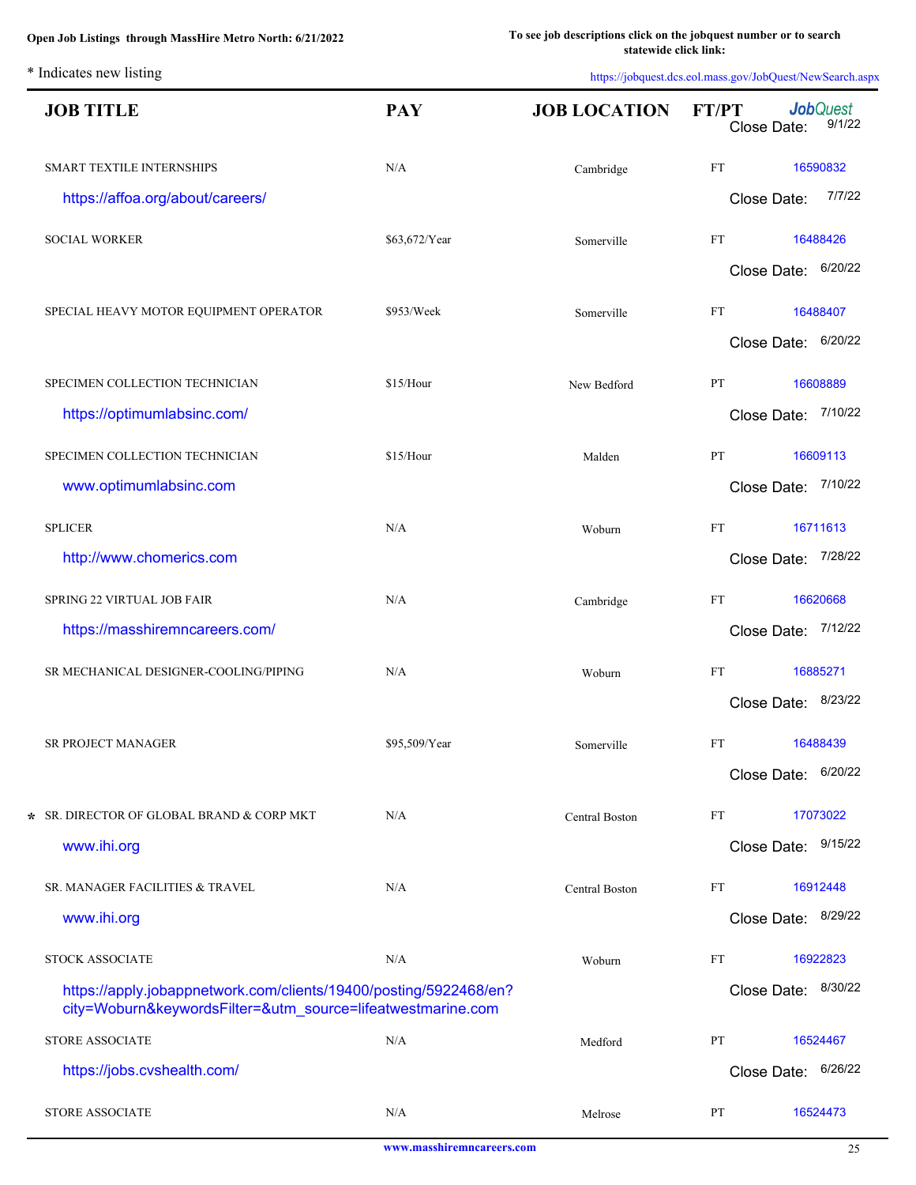**Open Job Listings through MassHire Metro North: 6/21/2022**

**To see job descriptions click on the jobquest number or to search statewide click link:**

\* Indicates new listing

https://jobquest.dcs.eol.mass.gov/JobQuest/NewSearch.aspx

| | JOB TITLE | PAY | JOB LOCATION | FT/PT | JobQuest |
|---|---|---|---|---|---|
| | | | | | Close Date: 9/1/22 |
| | SMART TEXTILE INTERNSHIPS | N/A | Cambridge | FT | 16590832 |
| | https://affoa.org/about/careers/ | | | | Close Date: 7/7/22 |
| | SOCIAL WORKER | $63,672/Year | Somerville | FT | 16488426 |
| | | | | | Close Date: 6/20/22 |
| | SPECIAL HEAVY MOTOR EQUIPMENT OPERATOR | $953/Week | Somerville | FT | 16488407 |
| | | | | | Close Date: 6/20/22 |
| | SPECIMEN COLLECTION TECHNICIAN | $15/Hour | New Bedford | PT | 16608889 |
| | https://optimumlabsinc.com/ | | | | Close Date: 7/10/22 |
| | SPECIMEN COLLECTION TECHNICIAN | $15/Hour | Malden | PT | 16609113 |
| | www.optimumlabsinc.com | | | | Close Date: 7/10/22 |
| | SPLICER | N/A | Woburn | FT | 16711613 |
| | http://www.chomerics.com | | | | Close Date: 7/28/22 |
| | SPRING 22 VIRTUAL JOB FAIR | N/A | Cambridge | FT | 16620668 |
| | https://masshiremncareers.com/ | | | | Close Date: 7/12/22 |
| | SR MECHANICAL DESIGNER-COOLING/PIPING | N/A | Woburn | FT | 16885271 |
| | | | | | Close Date: 8/23/22 |
| | SR PROJECT MANAGER | $95,509/Year | Somerville | FT | 16488439 |
| | | | | | Close Date: 6/20/22 |
| * | SR. DIRECTOR OF GLOBAL BRAND & CORP MKT | N/A | Central Boston | FT | 17073022 |
| | www.ihi.org | | | | Close Date: 9/15/22 |
| | SR. MANAGER FACILITIES & TRAVEL | N/A | Central Boston | FT | 16912448 |
| | www.ihi.org | | | | Close Date: 8/29/22 |
| | STOCK ASSOCIATE | N/A | Woburn | FT | 16922823 |
| | https://apply.jobappnetwork.com/clients/19400/posting/5922468/en?city=Woburn&keywordsFilter=&utm_source=lifeatwestmarine.com | | | | Close Date: 8/30/22 |
| | STORE ASSOCIATE | N/A | Medford | PT | 16524467 |
| | https://jobs.cvshealth.com/ | | | | Close Date: 6/26/22 |
| | STORE ASSOCIATE | N/A | Melrose | PT | 16524473 |

www.masshiremncareers.com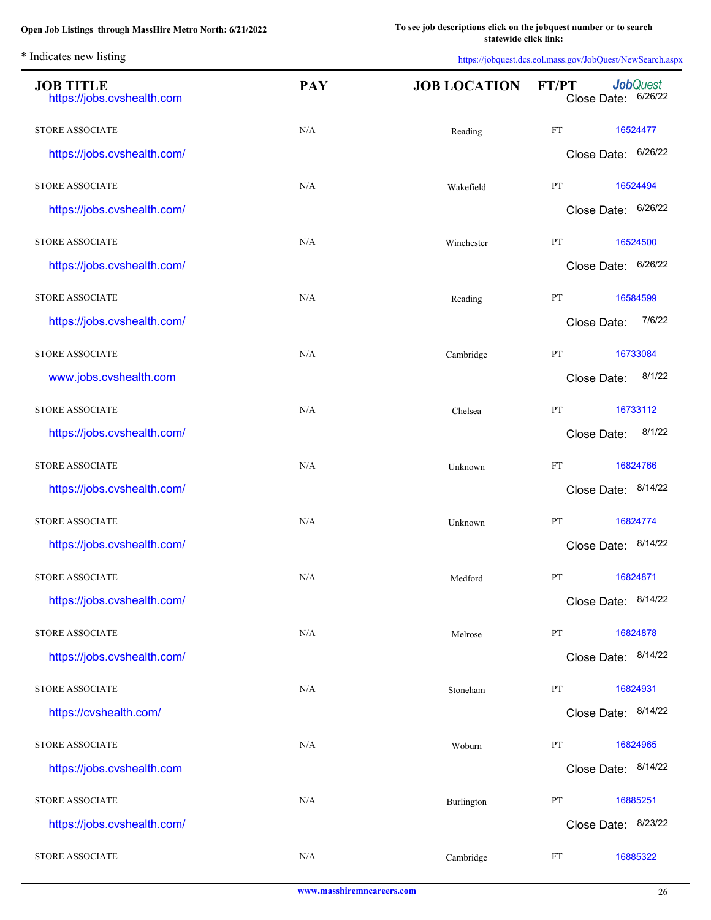Open Job Listings through MassHire Metro North: 6/21/2022

To see job descriptions click on the jobquest number or to search statewide click link:

\* Indicates new listing

https://jobquest.dcs.eol.mass.gov/JobQuest/NewSearch.aspx

| JOB TITLE | PAY | JOB LOCATION | FT/PT | JobQuest |
|---|---|---|---|---|
| https://jobs.cvshealth.com | | | | Close Date: 6/26/22 |
| STORE ASSOCIATE | N/A | Reading | FT | 16524477 |
| https://jobs.cvshealth.com/ | | | | Close Date: 6/26/22 |
| STORE ASSOCIATE | N/A | Wakefield | PT | 16524494 |
| https://jobs.cvshealth.com/ | | | | Close Date: 6/26/22 |
| STORE ASSOCIATE | N/A | Winchester | PT | 16524500 |
| https://jobs.cvshealth.com/ | | | | Close Date: 6/26/22 |
| STORE ASSOCIATE | N/A | Reading | PT | 16584599 |
| https://jobs.cvshealth.com/ | | | | Close Date: 7/6/22 |
| STORE ASSOCIATE | N/A | Cambridge | PT | 16733084 |
| www.jobs.cvshealth.com | | | | Close Date: 8/1/22 |
| STORE ASSOCIATE | N/A | Chelsea | PT | 16733112 |
| https://jobs.cvshealth.com/ | | | | Close Date: 8/1/22 |
| STORE ASSOCIATE | N/A | Unknown | FT | 16824766 |
| https://jobs.cvshealth.com/ | | | | Close Date: 8/14/22 |
| STORE ASSOCIATE | N/A | Unknown | PT | 16824774 |
| https://jobs.cvshealth.com/ | | | | Close Date: 8/14/22 |
| STORE ASSOCIATE | N/A | Medford | PT | 16824871 |
| https://jobs.cvshealth.com/ | | | | Close Date: 8/14/22 |
| STORE ASSOCIATE | N/A | Melrose | PT | 16824878 |
| https://jobs.cvshealth.com/ | | | | Close Date: 8/14/22 |
| STORE ASSOCIATE | N/A | Stoneham | PT | 16824931 |
| https://cvshealth.com/ | | | | Close Date: 8/14/22 |
| STORE ASSOCIATE | N/A | Woburn | PT | 16824965 |
| https://jobs.cvshealth.com | | | | Close Date: 8/14/22 |
| STORE ASSOCIATE | N/A | Burlington | PT | 16885251 |
| https://jobs.cvshealth.com/ | | | | Close Date: 8/23/22 |
| STORE ASSOCIATE | N/A | Cambridge | FT | 16885322 |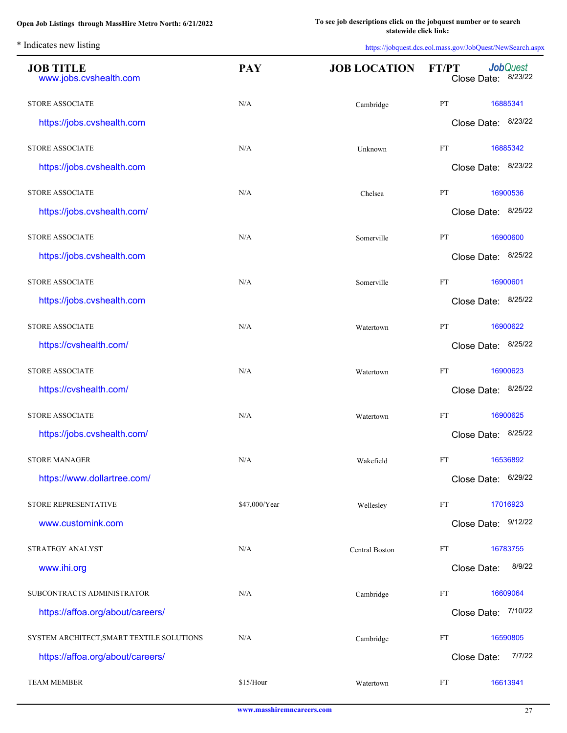Open Job Listings through MassHire Metro North: 6/21/2022

To see job descriptions click on the jobquest number or to search statewide click link: https://jobquest.dcs.eol.mass.gov/JobQuest/NewSearch.aspx

* Indicates new listing

| JOB TITLE | PAY | JOB LOCATION | FT/PT | JobQuest |
|---|---|---|---|---|
| www.jobs.cvshealth.com | | | | Close Date: 8/23/22 |
| STORE ASSOCIATE | N/A | Cambridge | PT | 16885341 |
| https://jobs.cvshealth.com | | | | Close Date: 8/23/22 |
| STORE ASSOCIATE | N/A | Unknown | FT | 16885342 |
| https://jobs.cvshealth.com | | | | Close Date: 8/23/22 |
| STORE ASSOCIATE | N/A | Chelsea | PT | 16900536 |
| https://jobs.cvshealth.com/ | | | | Close Date: 8/25/22 |
| STORE ASSOCIATE | N/A | Somerville | PT | 16900600 |
| https://jobs.cvshealth.com | | | | Close Date: 8/25/22 |
| STORE ASSOCIATE | N/A | Somerville | FT | 16900601 |
| https://jobs.cvshealth.com | | | | Close Date: 8/25/22 |
| STORE ASSOCIATE | N/A | Watertown | PT | 16900622 |
| https://cvshealth.com/ | | | | Close Date: 8/25/22 |
| STORE ASSOCIATE | N/A | Watertown | FT | 16900623 |
| https://cvshealth.com/ | | | | Close Date: 8/25/22 |
| STORE ASSOCIATE | N/A | Watertown | FT | 16900625 |
| https://jobs.cvshealth.com/ | | | | Close Date: 8/25/22 |
| STORE MANAGER | N/A | Wakefield | FT | 16536892 |
| https://www.dollartree.com/ | | | | Close Date: 6/29/22 |
| STORE REPRESENTATIVE | $47,000/Year | Wellesley | FT | 17016923 |
| www.customink.com | | | | Close Date: 9/12/22 |
| STRATEGY ANALYST | N/A | Central Boston | FT | 16783755 |
| www.ihi.org | | | | Close Date: 8/9/22 |
| SUBCONTRACTS ADMINISTRATOR | N/A | Cambridge | FT | 16609064 |
| https://affoa.org/about/careers/ | | | | Close Date: 7/10/22 |
| SYSTEM ARCHITECT,SMART TEXTILE SOLUTIONS | N/A | Cambridge | FT | 16590805 |
| https://affoa.org/about/careers/ | | | | Close Date: 7/7/22 |
| TEAM MEMBER | $15/Hour | Watertown | FT | 16613941 |

www.masshiremncareers.com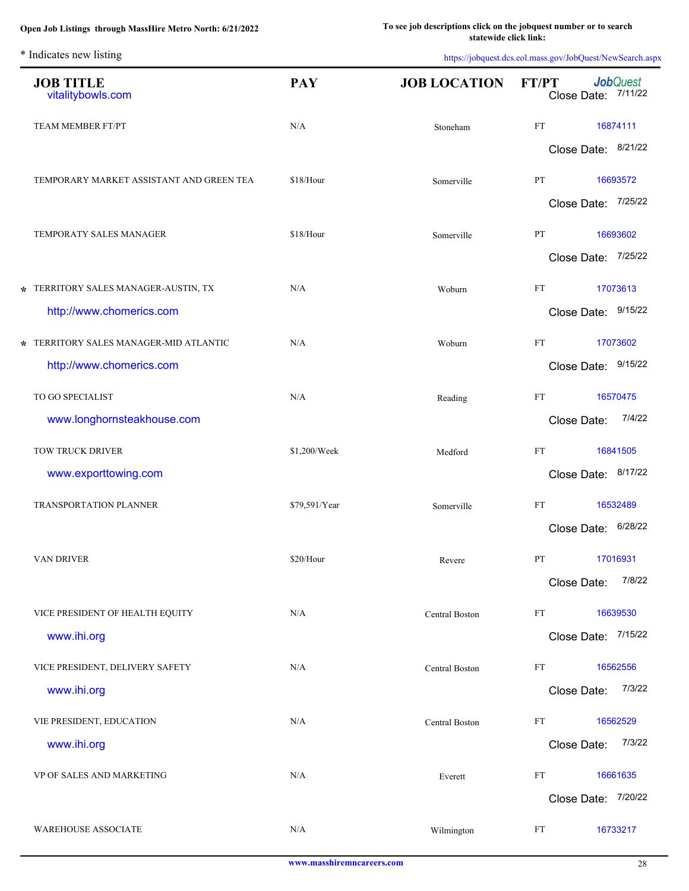Open Job Listings through MassHire Metro North: 6/21/2022

To see job descriptions click on the jobquest number or to search statewide click link: https://jobquest.dcs.eol.mass.gov/JobQuest/NewSearch.aspx

* Indicates new listing

| | JOB TITLE | PAY | JOB LOCATION | FT/PT | JobQuest |
|---|---|---|---|---|---|
| | vitalitybowls.com | | | | Close Date: 7/11/22 |
| | TEAM MEMBER FT/PT | N/A | Stoneham | FT | 16874111 |
| | | | | | Close Date: 8/21/22 |
| | TEMPORARY MARKET ASSISTANT AND GREEN TEA | $18/Hour | Somerville | PT | 16693572 |
| | | | | | Close Date: 7/25/22 |
| | TEMPORATY SALES MANAGER | $18/Hour | Somerville | PT | 16693602 |
| | | | | | Close Date: 7/25/22 |
| * | TERRITORY SALES MANAGER-AUSTIN, TX | N/A | Woburn | FT | 17073613 |
| | http://www.chomerics.com | | | | Close Date: 9/15/22 |
| * | TERRITORY SALES MANAGER-MID ATLANTIC | N/A | Woburn | FT | 17073602 |
| | http://www.chomerics.com | | | | Close Date: 9/15/22 |
| | TO GO SPECIALIST | N/A | Reading | FT | 16570475 |
| | www.longhornsteakhouse.com | | | | Close Date: 7/4/22 |
| | TOW TRUCK DRIVER | $1,200/Week | Medford | FT | 16841505 |
| | www.exporttowing.com | | | | Close Date: 8/17/22 |
| | TRANSPORTATION PLANNER | $79,591/Year | Somerville | FT | 16532489 |
| | | | | | Close Date: 6/28/22 |
| | VAN DRIVER | $20/Hour | Revere | PT | 17016931 |
| | | | | | Close Date: 7/8/22 |
| | VICE PRESIDENT OF HEALTH EQUITY | N/A | Central Boston | FT | 16639530 |
| | www.ihi.org | | | | Close Date: 7/15/22 |
| | VICE PRESIDENT, DELIVERY SAFETY | N/A | Central Boston | FT | 16562556 |
| | www.ihi.org | | | | Close Date: 7/3/22 |
| | VIE PRESIDENT, EDUCATION | N/A | Central Boston | FT | 16562529 |
| | www.ihi.org | | | | Close Date: 7/3/22 |
| | VP OF SALES AND MARKETING | N/A | Everett | FT | 16661635 |
| | | | | | Close Date: 7/20/22 |
| | WAREHOUSE ASSOCIATE | N/A | Wilmington | FT | 16733217 |

www.masshiremncareers.com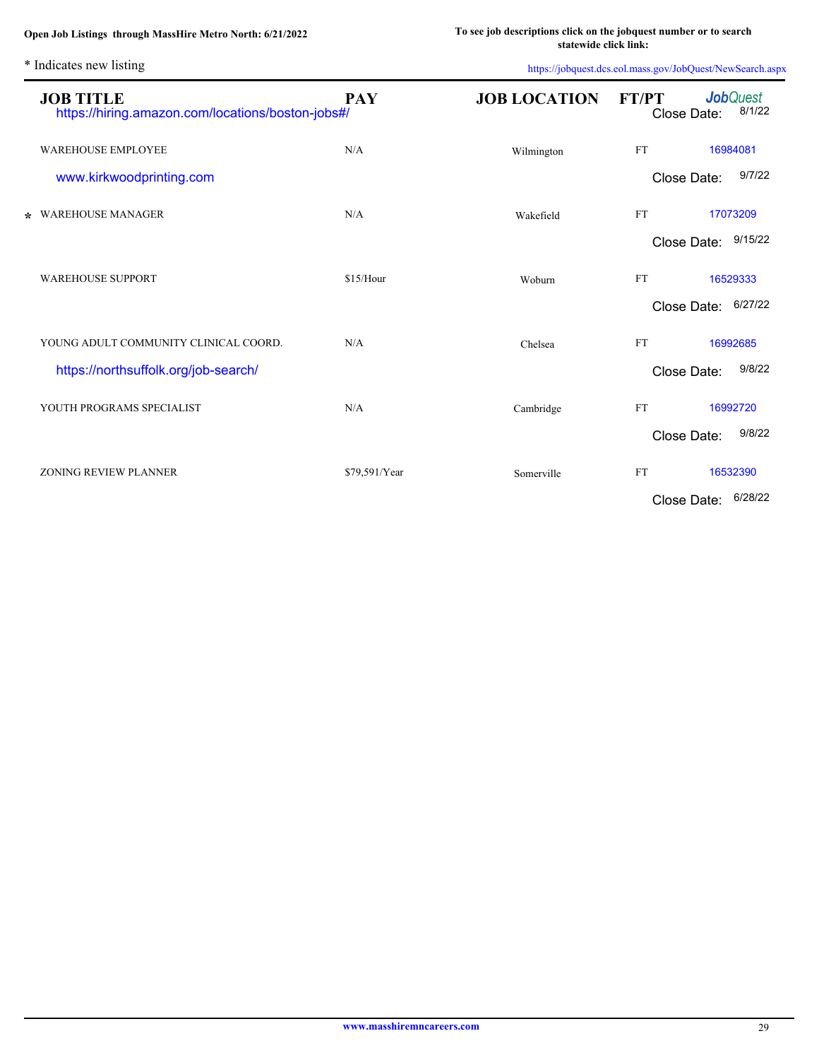Open Job Listings through MassHire Metro North: 6/21/2022

To see job descriptions click on the jobquest number or to search statewide click link:

\* Indicates new listing

https://jobquest.dcs.eol.mass.gov/JobQuest/NewSearch.aspx

| | JOB TITLE | PAY | JOB LOCATION | FT/PT | JobQuest |
|---|---|---|---|---|---|
| | https://hiring.amazon.com/locations/boston-jobs#/ | | | | Close Date: 8/1/22 |
| | WAREHOUSE EMPLOYEE | N/A | Wilmington | FT | 16984081 |
| | www.kirkwoodprinting.com | | | | Close Date: 9/7/22 |
| * | WAREHOUSE MANAGER | N/A | Wakefield | FT | 17073209 |
| | | | | | Close Date: 9/15/22 |
| | WAREHOUSE SUPPORT | $15/Hour | Woburn | FT | 16529333 |
| | | | | | Close Date: 6/27/22 |
| | YOUNG ADULT COMMUNITY CLINICAL COORD. | N/A | Chelsea | FT | 16992685 |
| | https://northsuffolk.org/job-search/ | | | | Close Date: 9/8/22 |
| | YOUTH PROGRAMS SPECIALIST | N/A | Cambridge | FT | 16992720 |
| | | | | | Close Date: 9/8/22 |
| | ZONING REVIEW PLANNER | $79,591/Year | Somerville | FT | 16532390 |
| | | | | | Close Date: 6/28/22 |

www.masshiremncareers.com